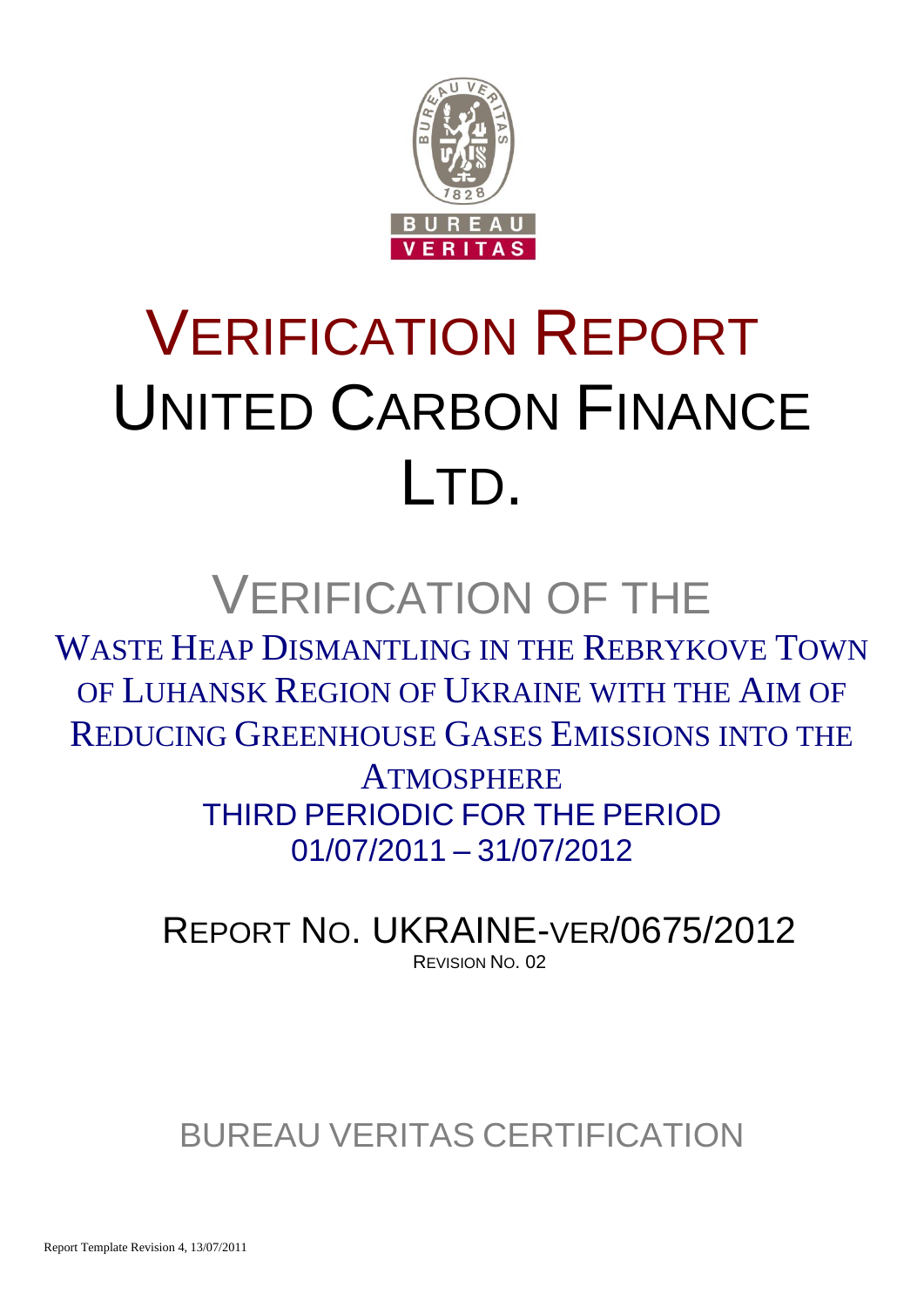# VERIFICATION REPORT UNITED CARBON FINANCE LTD.

## VERIFICATION OF THE

## WASTE HEAP DISMANTLING IN THE REBRYKOVE TOWN OF LUHANSK REGION OF UKRAINE WITH THE AIM OF REDUCING GREENHOUSE GASES EMISSIONS INTO THE ATMOSPHERE

## THIRD PERIODIC FOR THE PERIOD 01/07/2011 – 31/07/2012

REPORT NO. UKRAINE-VER/0675/2012

REVISION NO. 02

BUREAU VERITAS CERTIFICATION

Report Template Revision 4, 13/07/2011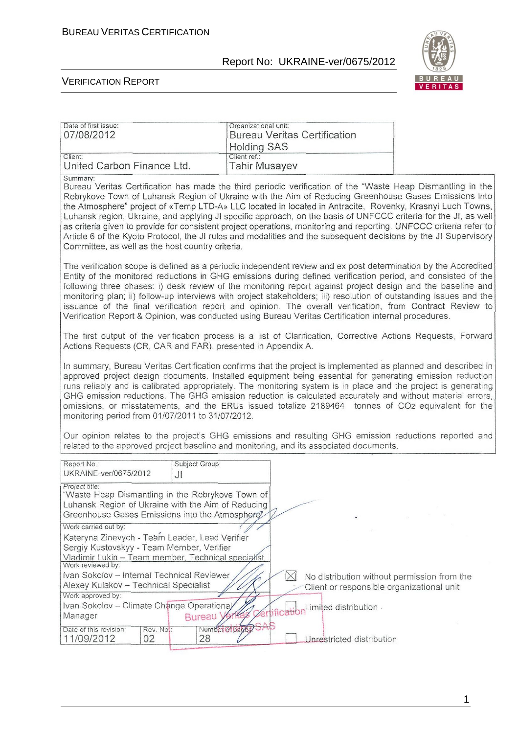| Date of first issue: 07/08/2012 | Organizational unit: Bureau Veritas Certification Holding SAS |
|---|---|
| Client: United Carbon Finance Ltd. | Client ref.: Tahir Musayev |

Summary:

Bureau Veritas Certification has made the third periodic verification of the "Waste Heap Dismantling in the Rebrykove Town of Luhansk Region of Ukraine with the Aim of Reducing Greenhouse Gases Emissions into the Atmosphere" project of «Temp LTD-A» LLC located in located in Antracite, Rovenky, Krasnyi Luch Towns, Luhansk region, Ukraine, and applying JI specific approach, on the basis of UNFCCC criteria for the JI, as well as criteria given to provide for consistent project operations, monitoring and reporting. UNFCCC criteria refer to Article 6 of the Kyoto Protocol, the JI rules and modalities and the subsequent decisions by the JI Supervisory Committee, as well as the host country criteria.

The verification scope is defined as a periodic independent review and ex post determination by the Accredited Entity of the monitored reductions in GHG emissions during defined verification period, and consisted of the following three phases: i) desk review of the monitoring report against project design and the baseline and monitoring plan; ii) follow-up interviews with project stakeholders; iii) resolution of outstanding issues and the issuance of the final verification report and opinion. The overall verification, from Contract Review to Verification Report & Opinion, was conducted using Bureau Veritas Certification internal procedures.

The first output of the verification process is a list of Clarification, Corrective Actions Requests, Forward Actions Requests (CR, CAR and FAR), presented in Appendix A.

In summary, Bureau Veritas Certification confirms that the project is implemented as planned and described in approved project design documents. Installed equipment being essential for generating emission reduction runs reliably and is calibrated appropriately. The monitoring system is in place and the project is generating GHG emission reductions. The GHG emission reduction is calculated accurately and without material errors, omissions, or misstatements, and the ERUs issued totalize 2189464 tonnes of $CO_2$ equivalent for the monitoring period from 01/07/2011 to 31/07/2012.

Our opinion relates to the project's GHG emissions and resulting GHG emission reductions reported and related to the approved project baseline and monitoring, and its associated documents.

| Report No.: UKRAINE-ver/0675/2012 | Subject Group: JI | |
|---|---|---|
| Project title: "Waste Heap Dismantling in the Rebrykove Town of Luhansk Region of Ukraine with the Aim of Reducing Greenhouse Gases Emissions into the Atmosphere" | | |
| Work carried out by: Kateryna Zinevych - Team Leader, Lead Verifier; Sergiy Kustovskyy - Team Member, Verifier; Vladimir Lukin – Team member, Technical specialist | | |
| Work reviewed by: Ivan Sokolov – Internal Technical Reviewer; Alexey Kulakov – Technical Specialist | | ☒ No distribution without permission from the Client or responsible organizational unit |
| Work approved by: Ivan Sokolov – Climate Change Operational Manager | | ☐ Limited distribution |
| Date of this revision: 11/09/2012 | Rev. No.: 02 | Number of pages: 28 |
| | | ☐ Unrestricted distribution |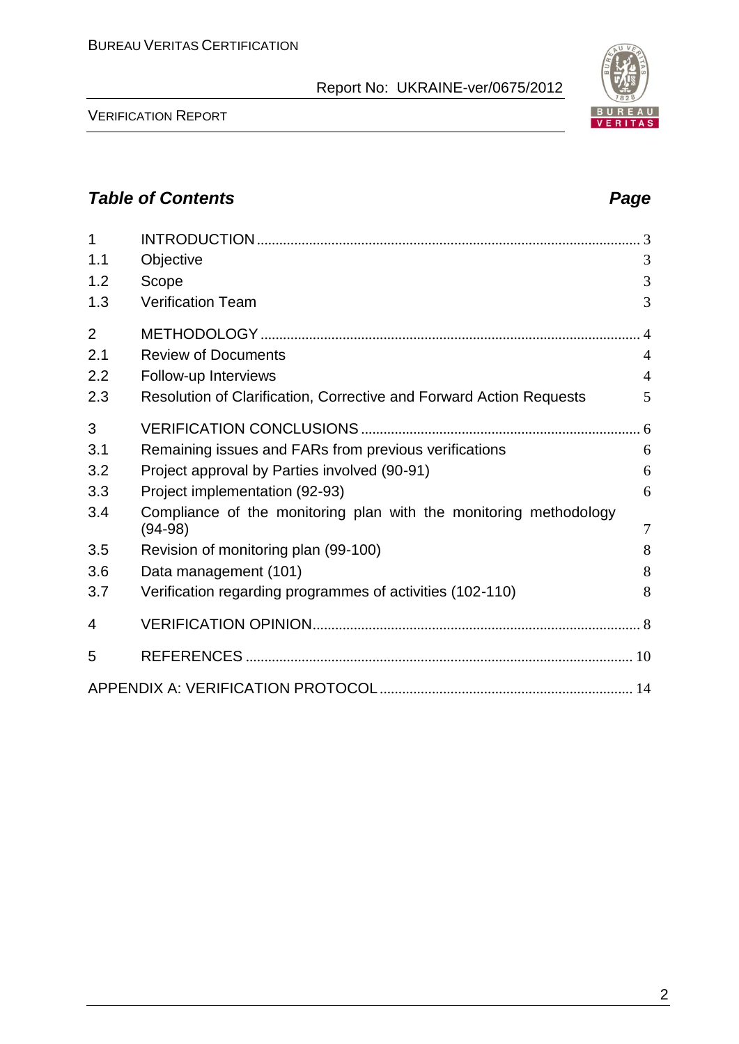## Table of Contents

| | | Page |
|---|---|---|
| 1 | INTRODUCTION | 3 |
| 1.1 | Objective | 3 |
| 1.2 | Scope | 3 |
| 1.3 | Verification Team | 3 |
| 2 | METHODOLOGY | 4 |
| 2.1 | Review of Documents | 4 |
| 2.2 | Follow-up Interviews | 4 |
| 2.3 | Resolution of Clarification, Corrective and Forward Action Requests | 5 |
| 3 | VERIFICATION CONCLUSIONS | 6 |
| 3.1 | Remaining issues and FARs from previous verifications | 6 |
| 3.2 | Project approval by Parties involved (90-91) | 6 |
| 3.3 | Project implementation (92-93) | 6 |
| 3.4 | Compliance of the monitoring plan with the monitoring methodology (94-98) | 7 |
| 3.5 | Revision of monitoring plan (99-100) | 8 |
| 3.6 | Data management (101) | 8 |
| 3.7 | Verification regarding programmes of activities (102-110) | 8 |
| 4 | VERIFICATION OPINION | 8 |
| 5 | REFERENCES | 10 |
| | APPENDIX A: VERIFICATION PROTOCOL | 14 |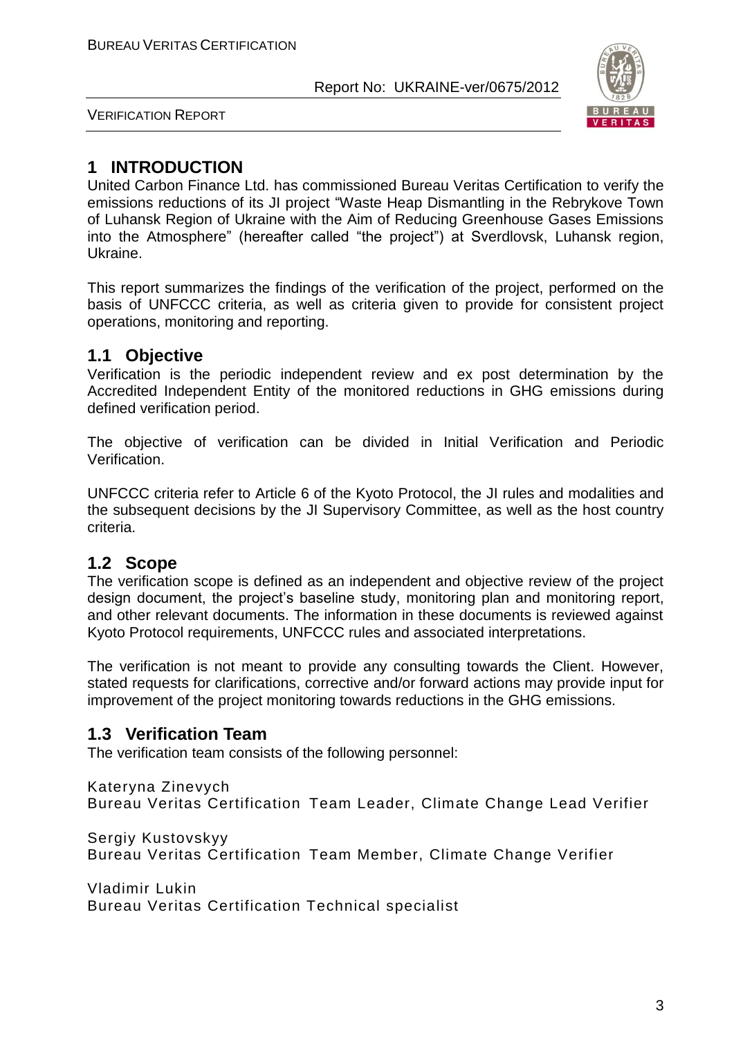# 1 INTRODUCTION

United Carbon Finance Ltd. has commissioned Bureau Veritas Certification to verify the emissions reductions of its JI project "Waste Heap Dismantling in the Rebrykove Town of Luhansk Region of Ukraine with the Aim of Reducing Greenhouse Gases Emissions into the Atmosphere" (hereafter called "the project") at Sverdlovsk, Luhansk region, Ukraine.

This report summarizes the findings of the verification of the project, performed on the basis of UNFCCC criteria, as well as criteria given to provide for consistent project operations, monitoring and reporting.

## 1.1 Objective

Verification is the periodic independent review and ex post determination by the Accredited Independent Entity of the monitored reductions in GHG emissions during defined verification period.

The objective of verification can be divided in Initial Verification and Periodic Verification.

UNFCCC criteria refer to Article 6 of the Kyoto Protocol, the JI rules and modalities and the subsequent decisions by the JI Supervisory Committee, as well as the host country criteria.

## 1.2 Scope

The verification scope is defined as an independent and objective review of the project design document, the project's baseline study, monitoring plan and monitoring report, and other relevant documents. The information in these documents is reviewed against Kyoto Protocol requirements, UNFCCC rules and associated interpretations.

The verification is not meant to provide any consulting towards the Client. However, stated requests for clarifications, corrective and/or forward actions may provide input for improvement of the project monitoring towards reductions in the GHG emissions.

## 1.3 Verification Team

The verification team consists of the following personnel:

Kateryna Zinevych
Bureau Veritas Certification Team Leader, Climate Change Lead Verifier

Sergiy Kustovskyy
Bureau Veritas Certification Team Member, Climate Change Verifier

Vladimir Lukin
Bureau Veritas Certification Technical specialist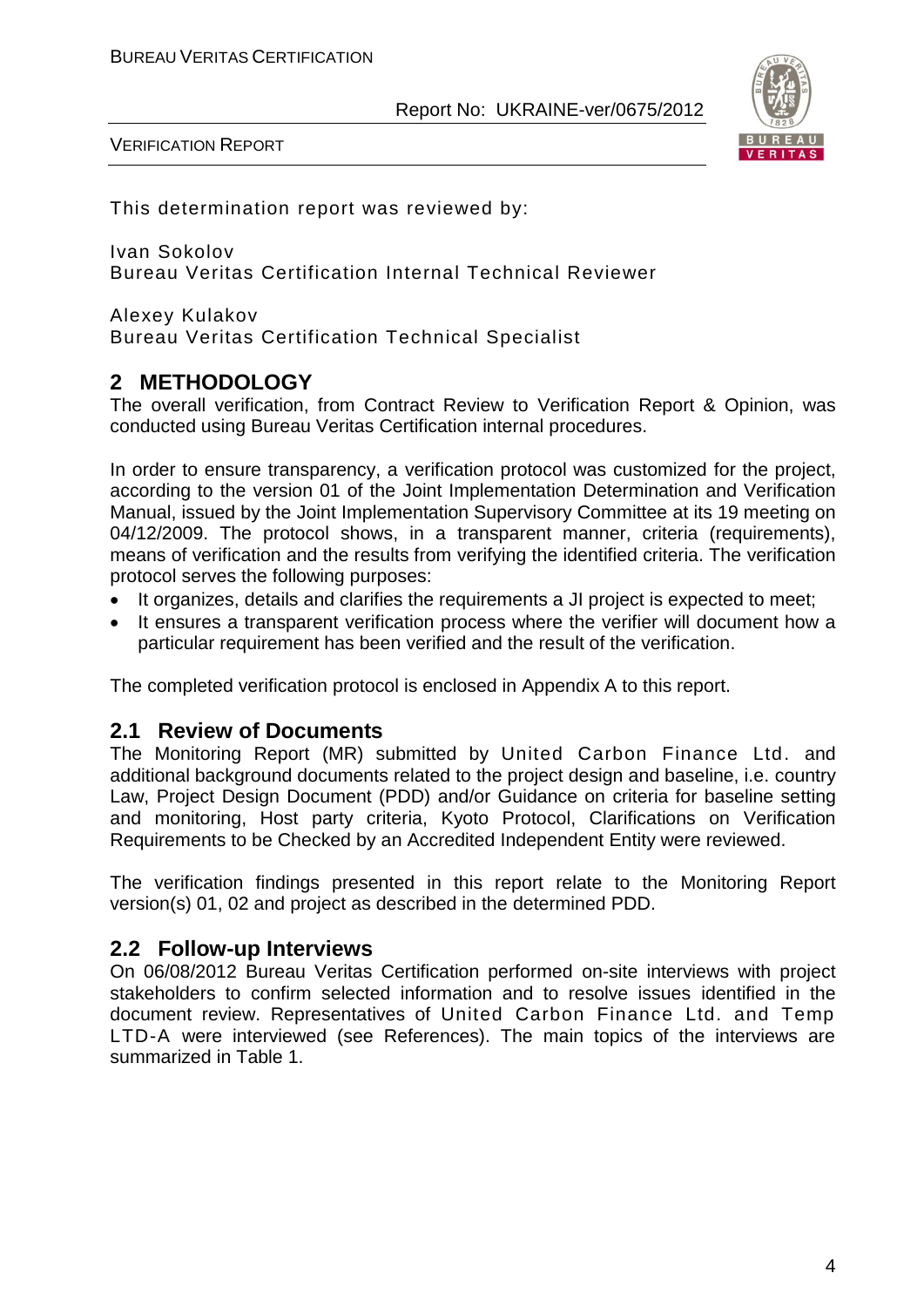This determination report was reviewed by:

Ivan Sokolov
Bureau Veritas Certification Internal Technical Reviewer

Alexey Kulakov
Bureau Veritas Certification Technical Specialist

## 2 METHODOLOGY

The overall verification, from Contract Review to Verification Report & Opinion, was conducted using Bureau Veritas Certification internal procedures.

In order to ensure transparency, a verification protocol was customized for the project, according to the version 01 of the Joint Implementation Determination and Verification Manual, issued by the Joint Implementation Supervisory Committee at its 19 meeting on 04/12/2009. The protocol shows, in a transparent manner, criteria (requirements), means of verification and the results from verifying the identified criteria. The verification protocol serves the following purposes:

- It organizes, details and clarifies the requirements a JI project is expected to meet;
- It ensures a transparent verification process where the verifier will document how a particular requirement has been verified and the result of the verification.

The completed verification protocol is enclosed in Appendix A to this report.

### 2.1 Review of Documents

The Monitoring Report (MR) submitted by United Carbon Finance Ltd. and additional background documents related to the project design and baseline, i.e. country Law, Project Design Document (PDD) and/or Guidance on criteria for baseline setting and monitoring, Host party criteria, Kyoto Protocol, Clarifications on Verification Requirements to be Checked by an Accredited Independent Entity were reviewed.

The verification findings presented in this report relate to the Monitoring Report version(s) 01, 02 and project as described in the determined PDD.

### 2.2 Follow-up Interviews

On 06/08/2012 Bureau Veritas Certification performed on-site interviews with project stakeholders to confirm selected information and to resolve issues identified in the document review. Representatives of United Carbon Finance Ltd. and Temp LTD-A were interviewed (see References). The main topics of the interviews are summarized in Table 1.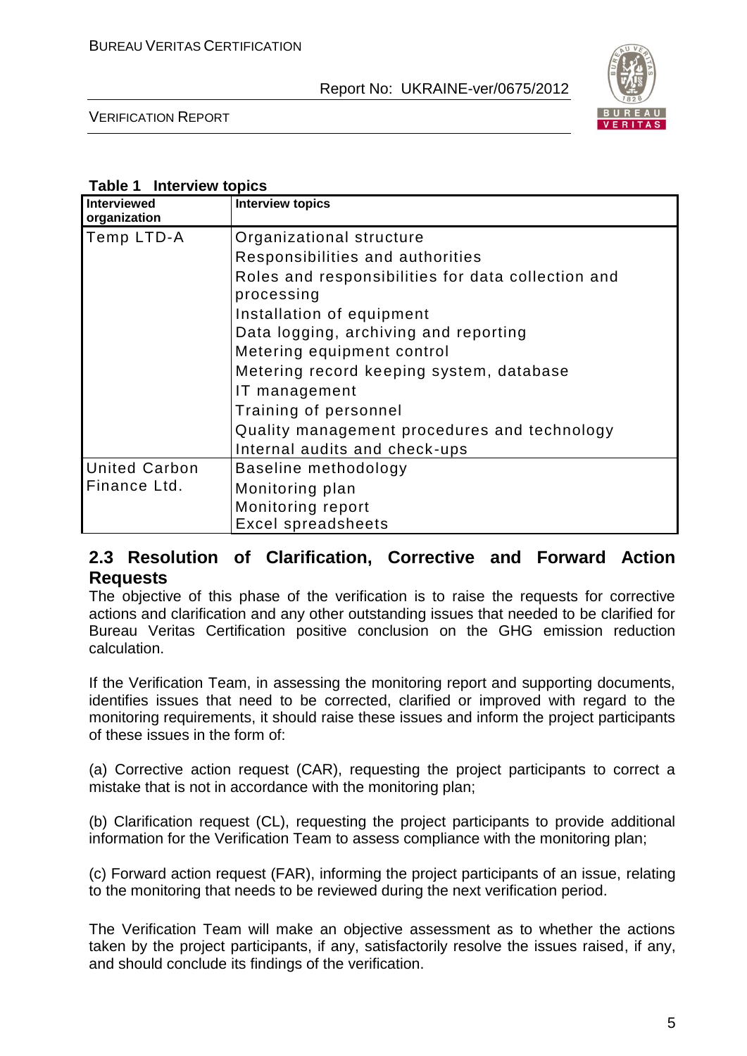**Table 1 Interview topics**

| Interviewed organization | Interview topics |
|---|---|
| Temp LTD-A | Organizational structure<br>Responsibilities and authorities<br>Roles and responsibilities for data collection and processing<br>Installation of equipment<br>Data logging, archiving and reporting<br>Metering equipment control<br>Metering record keeping system, database<br>IT management<br>Training of personnel<br>Quality management procedures and technology<br>Internal audits and check-ups |
| United Carbon Finance Ltd. | Baseline methodology<br>Monitoring plan<br>Monitoring report<br>Excel spreadsheets |

## 2.3 Resolution of Clarification, Corrective and Forward Action Requests

The objective of this phase of the verification is to raise the requests for corrective actions and clarification and any other outstanding issues that needed to be clarified for Bureau Veritas Certification positive conclusion on the GHG emission reduction calculation.

If the Verification Team, in assessing the monitoring report and supporting documents, identifies issues that need to be corrected, clarified or improved with regard to the monitoring requirements, it should raise these issues and inform the project participants of these issues in the form of:

(a) Corrective action request (CAR), requesting the project participants to correct a mistake that is not in accordance with the monitoring plan;

(b) Clarification request (CL), requesting the project participants to provide additional information for the Verification Team to assess compliance with the monitoring plan;

(c) Forward action request (FAR), informing the project participants of an issue, relating to the monitoring that needs to be reviewed during the next verification period.

The Verification Team will make an objective assessment as to whether the actions taken by the project participants, if any, satisfactorily resolve the issues raised, if any, and should conclude its findings of the verification.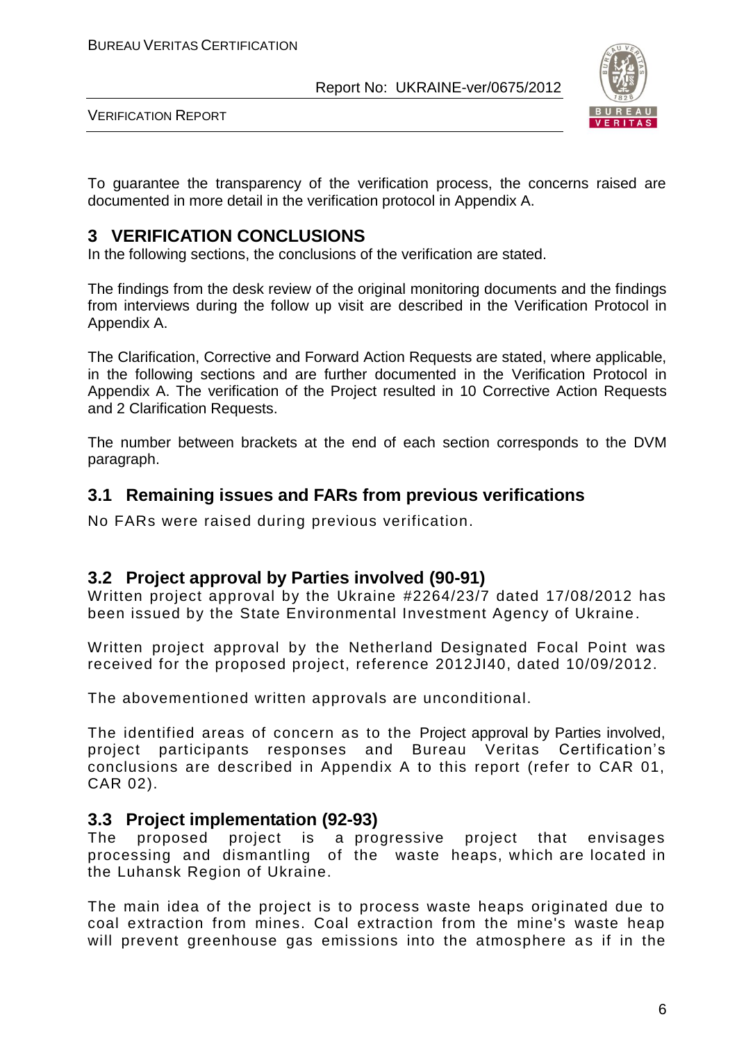To guarantee the transparency of the verification process, the concerns raised are documented in more detail in the verification protocol in Appendix A.

# 3 VERIFICATION CONCLUSIONS

In the following sections, the conclusions of the verification are stated.

The findings from the desk review of the original monitoring documents and the findings from interviews during the follow up visit are described in the Verification Protocol in Appendix A.

The Clarification, Corrective and Forward Action Requests are stated, where applicable, in the following sections and are further documented in the Verification Protocol in Appendix A. The verification of the Project resulted in 10 Corrective Action Requests and 2 Clarification Requests.

The number between brackets at the end of each section corresponds to the DVM paragraph.

## 3.1 Remaining issues and FARs from previous verifications

No FARs were raised during previous verification.

## 3.2 Project approval by Parties involved (90-91)

Written project approval by the Ukraine #2264/23/7 dated 17/08/2012 has been issued by the State Environmental Investment Agency of Ukraine.

Written project approval by the Netherland Designated Focal Point was received for the proposed project, reference 2012JI40, dated 10/09/2012.

The abovementioned written approvals are unconditional.

The identified areas of concern as to the Project approval by Parties involved, project participants responses and Bureau Veritas Certification's conclusions are described in Appendix A to this report (refer to CAR 01, CAR 02).

## 3.3 Project implementation (92-93)

The proposed project is a progressive project that envisages processing and dismantling of the waste heaps, which are located in the Luhansk Region of Ukraine.

The main idea of the project is to process waste heaps originated due to coal extraction from mines. Coal extraction from the mine's waste heap will prevent greenhouse gas emissions into the atmosphere as if in the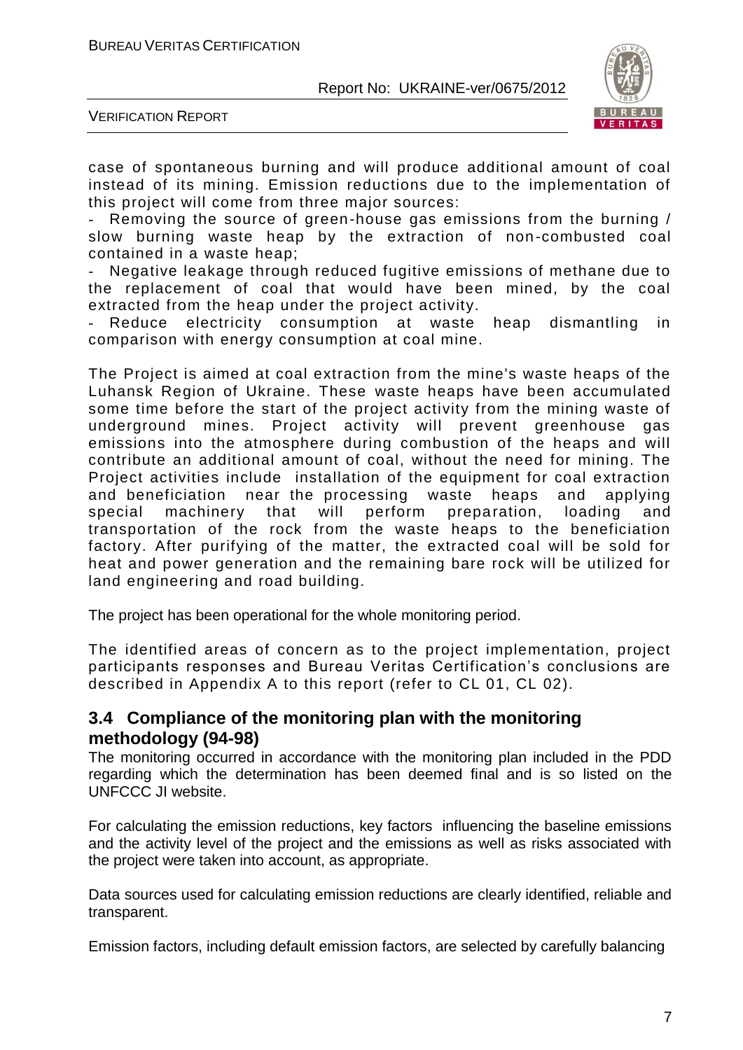case of spontaneous burning and will produce additional amount of coal instead of its mining. Emission reductions due to the implementation of this project will come from three major sources:

- Removing the source of green-house gas emissions from the burning / slow burning waste heap by the extraction of non-combusted coal contained in a waste heap;
- Negative leakage through reduced fugitive emissions of methane due to the replacement of coal that would have been mined, by the coal extracted from the heap under the project activity.
- Reduce electricity consumption at waste heap dismantling in comparison with energy consumption at coal mine.

The Project is aimed at coal extraction from the mine's waste heaps of the Luhansk Region of Ukraine. These waste heaps have been accumulated some time before the start of the project activity from the mining waste of underground mines. Project activity will prevent greenhouse gas emissions into the atmosphere during combustion of the heaps and will contribute an additional amount of coal, without the need for mining. The Project activities include installation of the equipment for coal extraction and beneficiation near the processing waste heaps and applying special machinery that will perform preparation, loading and transportation of the rock from the waste heaps to the beneficiation factory. After purifying of the matter, the extracted coal will be sold for heat and power generation and the remaining bare rock will be utilized for land engineering and road building.

The project has been operational for the whole monitoring period.

The identified areas of concern as to the project implementation, project participants responses and Bureau Veritas Certification's conclusions are described in Appendix A to this report (refer to CL 01, CL 02).

## 3.4 Compliance of the monitoring plan with the monitoring methodology (94-98)

The monitoring occurred in accordance with the monitoring plan included in the PDD regarding which the determination has been deemed final and is so listed on the UNFCCC JI website.

For calculating the emission reductions, key factors influencing the baseline emissions and the activity level of the project and the emissions as well as risks associated with the project were taken into account, as appropriate.

Data sources used for calculating emission reductions are clearly identified, reliable and transparent.

Emission factors, including default emission factors, are selected by carefully balancing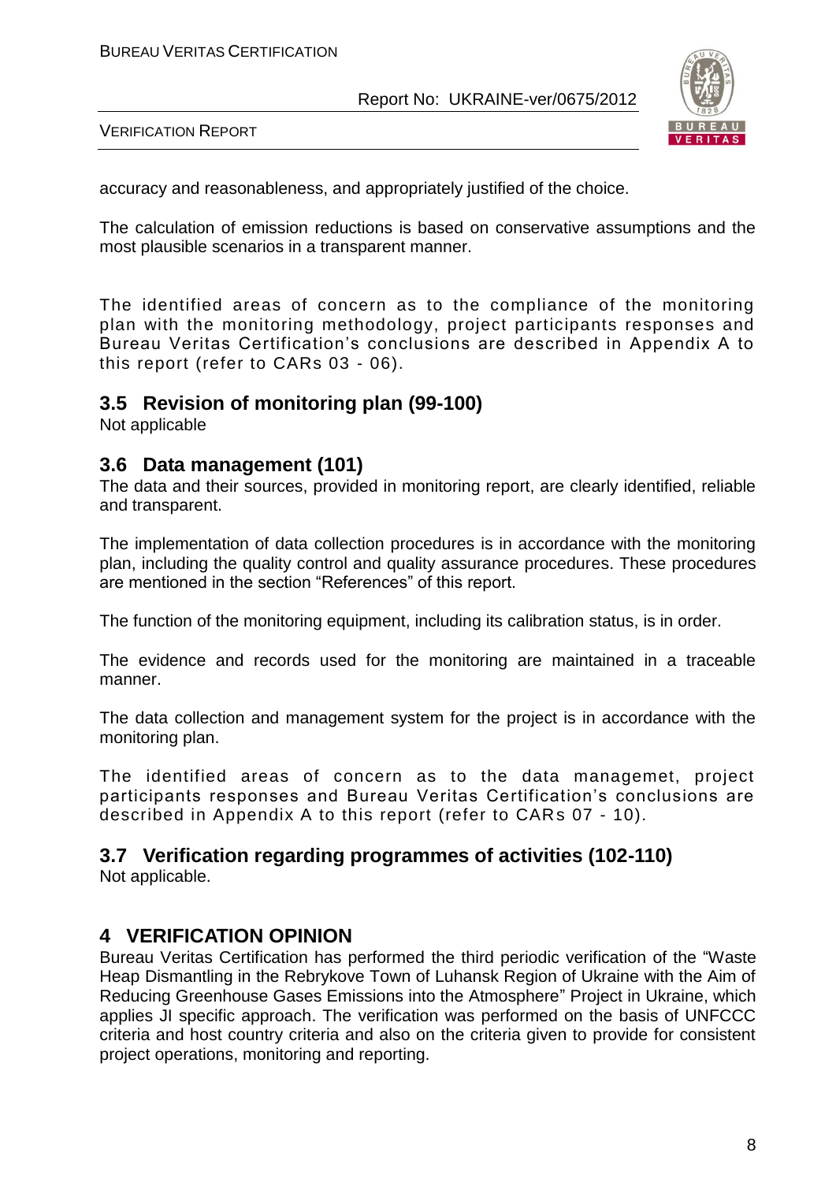accuracy and reasonableness, and appropriately justified of the choice.

The calculation of emission reductions is based on conservative assumptions and the most plausible scenarios in a transparent manner.

The identified areas of concern as to the compliance of the monitoring plan with the monitoring methodology, project participants responses and Bureau Veritas Certification's conclusions are described in Appendix A to this report (refer to CARs 03 - 06).

## 3.5 Revision of monitoring plan (99-100)

Not applicable

## 3.6 Data management (101)

The data and their sources, provided in monitoring report, are clearly identified, reliable and transparent.

The implementation of data collection procedures is in accordance with the monitoring plan, including the quality control and quality assurance procedures. These procedures are mentioned in the section "References" of this report.

The function of the monitoring equipment, including its calibration status, is in order.

The evidence and records used for the monitoring are maintained in a traceable manner.

The data collection and management system for the project is in accordance with the monitoring plan.

The identified areas of concern as to the data managemet, project participants responses and Bureau Veritas Certification's conclusions are described in Appendix A to this report (refer to CARs 07 - 10).

## 3.7 Verification regarding programmes of activities (102-110)

Not applicable.

# 4 VERIFICATION OPINION

Bureau Veritas Certification has performed the third periodic verification of the "Waste Heap Dismantling in the Rebrykove Town of Luhansk Region of Ukraine with the Aim of Reducing Greenhouse Gases Emissions into the Atmosphere" Project in Ukraine, which applies JI specific approach. The verification was performed on the basis of UNFCCC criteria and host country criteria and also on the criteria given to provide for consistent project operations, monitoring and reporting.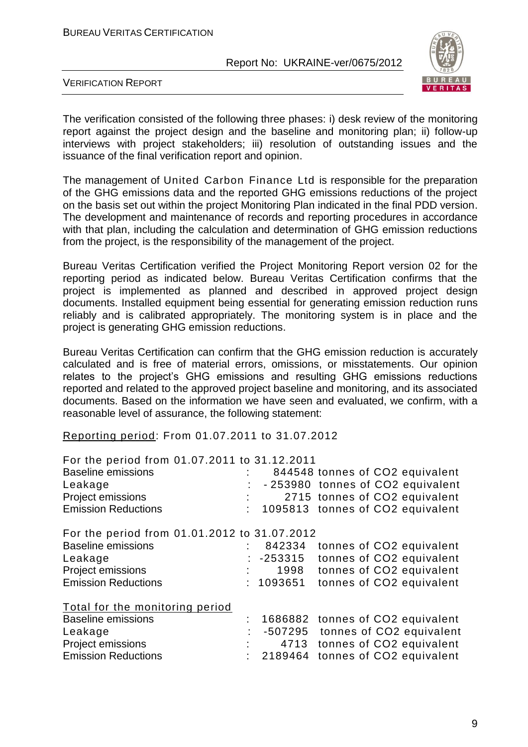The verification consisted of the following three phases: i) desk review of the monitoring report against the project design and the baseline and monitoring plan; ii) follow-up interviews with project stakeholders; iii) resolution of outstanding issues and the issuance of the final verification report and opinion.

The management of United Carbon Finance Ltd is responsible for the preparation of the GHG emissions data and the reported GHG emissions reductions of the project on the basis set out within the project Monitoring Plan indicated in the final PDD version. The development and maintenance of records and reporting procedures in accordance with that plan, including the calculation and determination of GHG emission reductions from the project, is the responsibility of the management of the project.

Bureau Veritas Certification verified the Project Monitoring Report version 02 for the reporting period as indicated below. Bureau Veritas Certification confirms that the project is implemented as planned and described in approved project design documents. Installed equipment being essential for generating emission reduction runs reliably and is calibrated appropriately. The monitoring system is in place and the project is generating GHG emission reductions.

Bureau Veritas Certification can confirm that the GHG emission reduction is accurately calculated and is free of material errors, omissions, or misstatements. Our opinion relates to the project's GHG emissions and resulting GHG emissions reductions reported and related to the approved project baseline and monitoring, and its associated documents. Based on the information we have seen and evaluated, we confirm, with a reasonable level of assurance, the following statement:

Reporting period: From 01.07.2011 to 31.07.2012

For the period from 01.07.2011 to 31.12.2011

| | | |
|---|---|---|
| Baseline emissions | : 844548 | tonnes of CO2 equivalent |
| Leakage | : - 253980 | tonnes of CO2 equivalent |
| Project emissions | : 2715 | tonnes of CO2 equivalent |
| Emission Reductions | : 1095813 | tonnes of CO2 equivalent |

For the period from 01.01.2012 to 31.07.2012

| | | |
|---|---|---|
| Baseline emissions | : 842334 | tonnes of CO2 equivalent |
| Leakage | : -253315 | tonnes of CO2 equivalent |
| Project emissions | : 1998 | tonnes of CO2 equivalent |
| Emission Reductions | : 1093651 | tonnes of CO2 equivalent |

Total for the monitoring period

| | | |
|---|---|---|
| Baseline emissions | : 1686882 | tonnes of CO2 equivalent |
| Leakage | : -507295 | tonnes of CO2 equivalent |
| Project emissions | : 4713 | tonnes of CO2 equivalent |
| Emission Reductions | : 2189464 | tonnes of CO2 equivalent |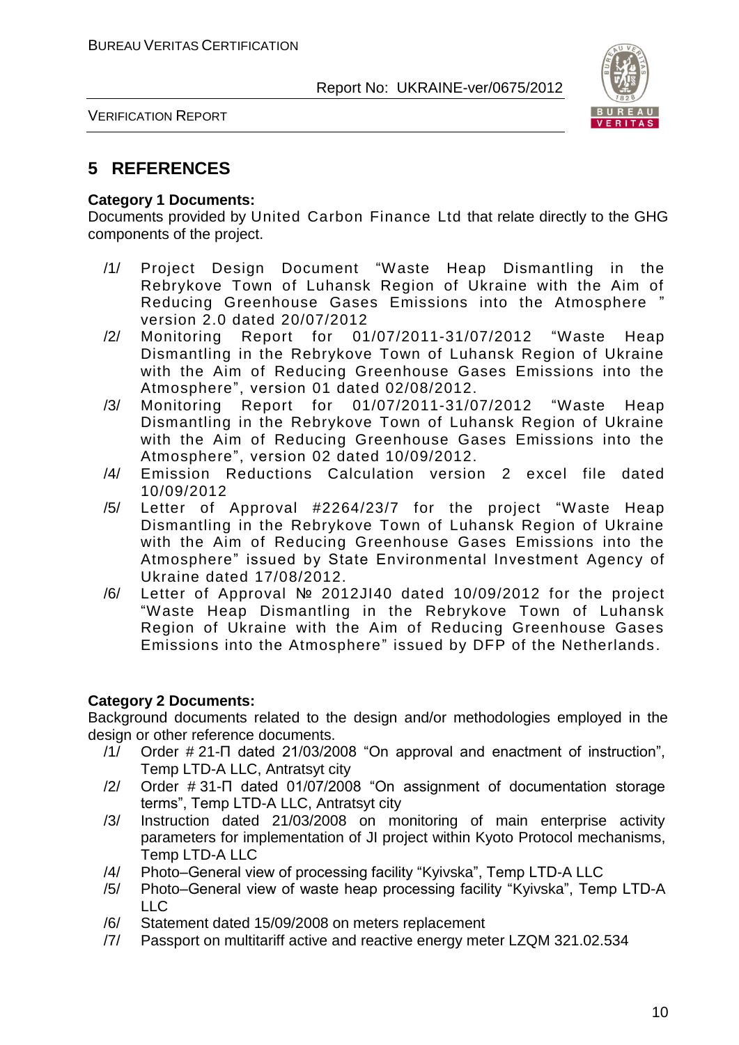## 5 REFERENCES

**Category 1 Documents:**
Documents provided by United Carbon Finance Ltd that relate directly to the GHG components of the project.

/1/ Project Design Document "Waste Heap Dismantling in the Rebrykove Town of Luhansk Region of Ukraine with the Aim of Reducing Greenhouse Gases Emissions into the Atmosphere " version 2.0 dated 20/07/2012

/2/ Monitoring Report for 01/07/2011-31/07/2012 "Waste Heap Dismantling in the Rebrykove Town of Luhansk Region of Ukraine with the Aim of Reducing Greenhouse Gases Emissions into the Atmosphere", version 01 dated 02/08/2012.

/3/ Monitoring Report for 01/07/2011-31/07/2012 "Waste Heap Dismantling in the Rebrykove Town of Luhansk Region of Ukraine with the Aim of Reducing Greenhouse Gases Emissions into the Atmosphere", version 02 dated 10/09/2012.

/4/ Emission Reductions Calculation version 2 excel file dated 10/09/2012

/5/ Letter of Approval #2264/23/7 for the project "Waste Heap Dismantling in the Rebrykove Town of Luhansk Region of Ukraine with the Aim of Reducing Greenhouse Gases Emissions into the Atmosphere" issued by State Environmental Investment Agency of Ukraine dated 17/08/2012.

/6/ Letter of Approval № 2012JI40 dated 10/09/2012 for the project "Waste Heap Dismantling in the Rebrykove Town of Luhansk Region of Ukraine with the Aim of Reducing Greenhouse Gases Emissions into the Atmosphere" issued by DFP of the Netherlands.

**Category 2 Documents:**
Background documents related to the design and/or methodologies employed in the design or other reference documents.

/1/ Order # 21-П dated 21/03/2008 "On approval and enactment of instruction", Temp LTD-A LLC, Antratsyt city

/2/ Order # 31-П dated 01/07/2008 "On assignment of documentation storage terms", Temp LTD-A LLC, Antratsyt city

/3/ Instruction dated 21/03/2008 on monitoring of main enterprise activity parameters for implementation of JI project within Kyoto Protocol mechanisms, Temp LTD-A LLC

/4/ Photo–General view of processing facility "Kyivska", Temp LTD-A LLC

/5/ Photo–General view of waste heap processing facility "Kyivska", Temp LTD-A LLC

/6/ Statement dated 15/09/2008 on meters replacement

/7/ Passport on multitariff active and reactive energy meter LZQM 321.02.534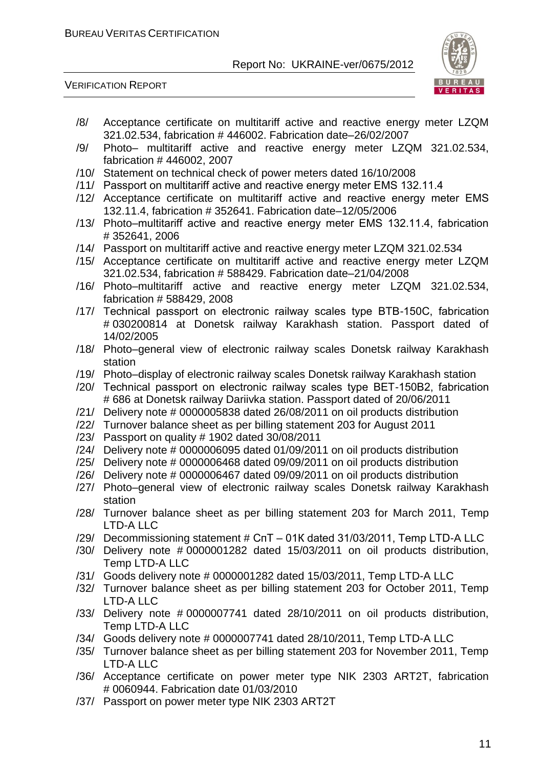/8/ Acceptance certificate on multitariff active and reactive energy meter LZQM 321.02.534, fabrication # 446002. Fabrication date–26/02/2007

/9/ Photo– multitariff active and reactive energy meter LZQM 321.02.534, fabrication # 446002, 2007

/10/ Statement on technical check of power meters dated 16/10/2008

/11/ Passport on multitariff active and reactive energy meter EMS 132.11.4

/12/ Acceptance certificate on multitariff active and reactive energy meter EMS 132.11.4, fabrication # 352641. Fabrication date–12/05/2006

/13/ Photo–multitariff active and reactive energy meter EMS 132.11.4, fabrication # 352641, 2006

/14/ Passport on multitariff active and reactive energy meter LZQM 321.02.534

/15/ Acceptance certificate on multitariff active and reactive energy meter LZQM 321.02.534, fabrication # 588429. Fabrication date–21/04/2008

/16/ Photo–multitariff active and reactive energy meter LZQM 321.02.534, fabrication # 588429, 2008

/17/ Technical passport on electronic railway scales type BTB-150C, fabrication # 030200814 at Donetsk railway Karakhash station. Passport dated of 14/02/2005

/18/ Photo–general view of electronic railway scales Donetsk railway Karakhash station

/19/ Photo–display of electronic railway scales Donetsk railway Karakhash station

/20/ Technical passport on electronic railway scales type BET-150B2, fabrication # 686 at Donetsk railway Dariivka station. Passport dated of 20/06/2011

/21/ Delivery note # 0000005838 dated 26/08/2011 on oil products distribution

/22/ Turnover balance sheet as per billing statement 203 for August 2011

/23/ Passport on quality # 1902 dated 30/08/2011

/24/ Delivery note # 0000006095 dated 01/09/2011 on oil products distribution

/25/ Delivery note # 0000006468 dated 09/09/2011 on oil products distribution

/26/ Delivery note # 0000006467 dated 09/09/2011 on oil products distribution

/27/ Photo–general view of electronic railway scales Donetsk railway Karakhash station

/28/ Turnover balance sheet as per billing statement 203 for March 2011, Temp LTD-A LLC

/29/ Decommissioning statement # СпТ – 01К dated 31/03/2011, Temp LTD-A LLC

/30/ Delivery note # 0000001282 dated 15/03/2011 on oil products distribution, Temp LTD-A LLC

/31/ Goods delivery note # 0000001282 dated 15/03/2011, Temp LTD-A LLC

/32/ Turnover balance sheet as per billing statement 203 for October 2011, Temp LTD-A LLC

/33/ Delivery note # 0000007741 dated 28/10/2011 on oil products distribution, Temp LTD-A LLC

/34/ Goods delivery note # 0000007741 dated 28/10/2011, Temp LTD-A LLC

/35/ Turnover balance sheet as per billing statement 203 for November 2011, Temp LTD-A LLC

/36/ Acceptance certificate on power meter type NIK 2303 ART2T, fabrication # 0060944. Fabrication date 01/03/2010

/37/ Passport on power meter type NIK 2303 ART2T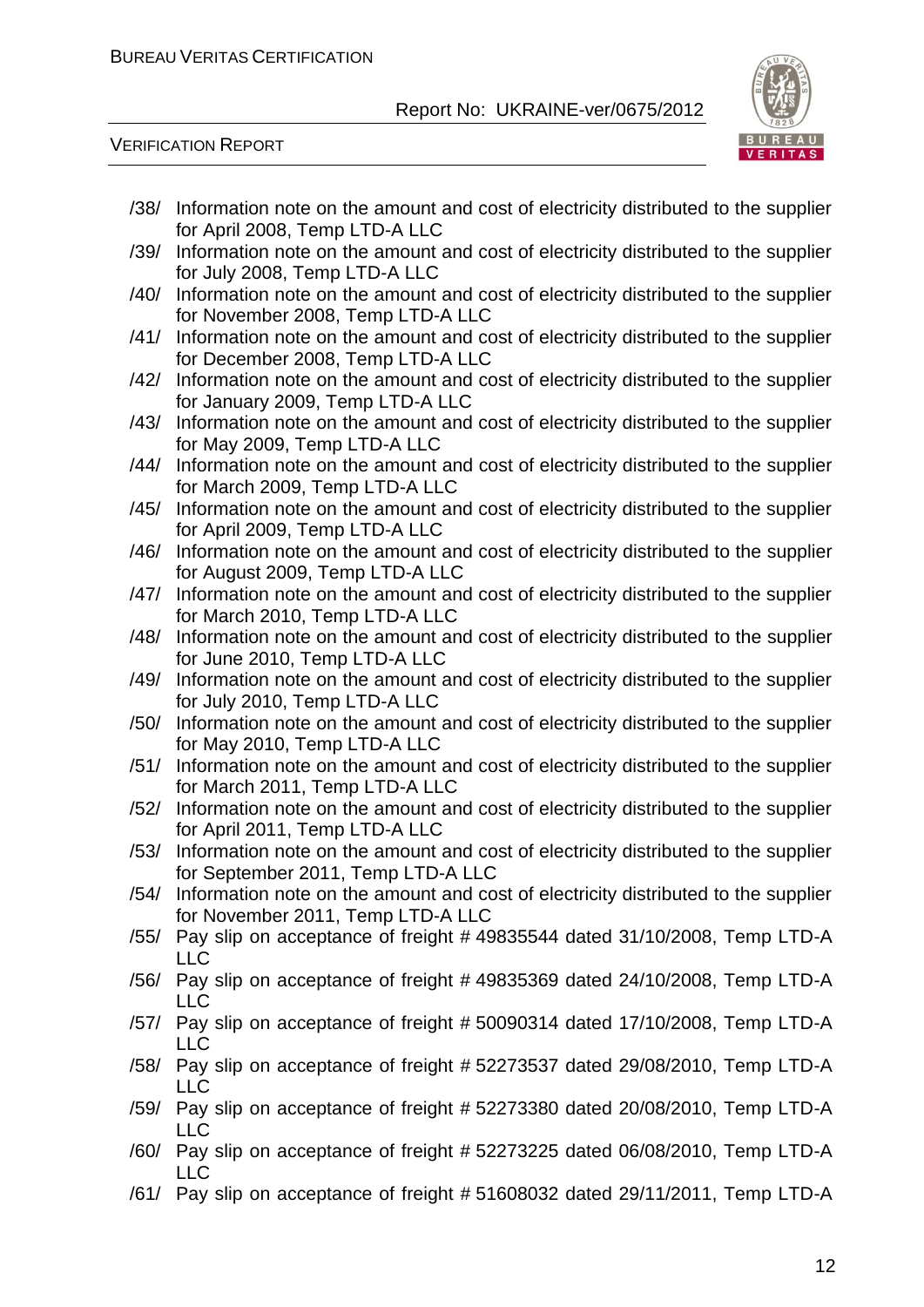/38/ Information note on the amount and cost of electricity distributed to the supplier for April 2008, Temp LTD-A LLC

/39/ Information note on the amount and cost of electricity distributed to the supplier for July 2008, Temp LTD-A LLC

/40/ Information note on the amount and cost of electricity distributed to the supplier for November 2008, Temp LTD-A LLC

/41/ Information note on the amount and cost of electricity distributed to the supplier for December 2008, Temp LTD-A LLC

/42/ Information note on the amount and cost of electricity distributed to the supplier for January 2009, Temp LTD-A LLC

/43/ Information note on the amount and cost of electricity distributed to the supplier for May 2009, Temp LTD-A LLC

/44/ Information note on the amount and cost of electricity distributed to the supplier for March 2009, Temp LTD-A LLC

/45/ Information note on the amount and cost of electricity distributed to the supplier for April 2009, Temp LTD-A LLC

/46/ Information note on the amount and cost of electricity distributed to the supplier for August 2009, Temp LTD-A LLC

/47/ Information note on the amount and cost of electricity distributed to the supplier for March 2010, Temp LTD-A LLC

/48/ Information note on the amount and cost of electricity distributed to the supplier for June 2010, Temp LTD-A LLC

/49/ Information note on the amount and cost of electricity distributed to the supplier for July 2010, Temp LTD-A LLC

/50/ Information note on the amount and cost of electricity distributed to the supplier for May 2010, Temp LTD-A LLC

/51/ Information note on the amount and cost of electricity distributed to the supplier for March 2011, Temp LTD-A LLC

/52/ Information note on the amount and cost of electricity distributed to the supplier for April 2011, Temp LTD-A LLC

/53/ Information note on the amount and cost of electricity distributed to the supplier for September 2011, Temp LTD-A LLC

/54/ Information note on the amount and cost of electricity distributed to the supplier for November 2011, Temp LTD-A LLC

/55/ Pay slip on acceptance of freight # 49835544 dated 31/10/2008, Temp LTD-A LLC

/56/ Pay slip on acceptance of freight # 49835369 dated 24/10/2008, Temp LTD-A LLC

/57/ Pay slip on acceptance of freight # 50090314 dated 17/10/2008, Temp LTD-A LLC

/58/ Pay slip on acceptance of freight # 52273537 dated 29/08/2010, Temp LTD-A LLC

/59/ Pay slip on acceptance of freight # 52273380 dated 20/08/2010, Temp LTD-A LLC

/60/ Pay slip on acceptance of freight # 52273225 dated 06/08/2010, Temp LTD-A LLC

/61/ Pay slip on acceptance of freight # 51608032 dated 29/11/2011, Temp LTD-A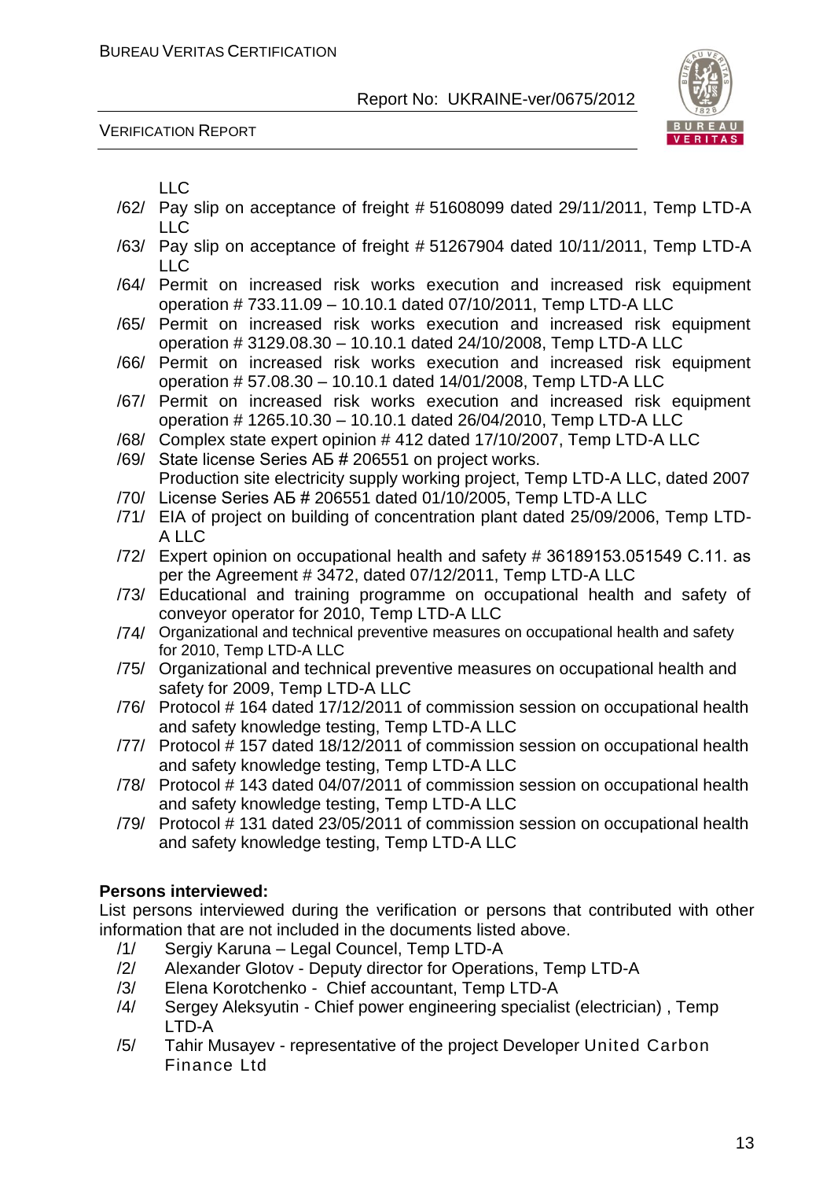LLC

/62/ Pay slip on acceptance of freight # 51608099 dated 29/11/2011, Temp LTD-A LLC

/63/ Pay slip on acceptance of freight # 51267904 dated 10/11/2011, Temp LTD-A LLC

/64/ Permit on increased risk works execution and increased risk equipment operation # 733.11.09 – 10.10.1 dated 07/10/2011, Temp LTD-A LLC

/65/ Permit on increased risk works execution and increased risk equipment operation # 3129.08.30 – 10.10.1 dated 24/10/2008, Temp LTD-A LLC

/66/ Permit on increased risk works execution and increased risk equipment operation # 57.08.30 – 10.10.1 dated 14/01/2008, Temp LTD-A LLC

/67/ Permit on increased risk works execution and increased risk equipment operation # 1265.10.30 – 10.10.1 dated 26/04/2010, Temp LTD-A LLC

/68/ Complex state expert opinion # 412 dated 17/10/2007, Temp LTD-A LLC

/69/ State license Series АБ # 206551 on project works.
Production site electricity supply working project, Temp LTD-A LLC, dated 2007

/70/ License Series АБ # 206551 dated 01/10/2005, Temp LTD-A LLC

/71/ EIA of project on building of concentration plant dated 25/09/2006, Temp LTD-A LLC

/72/ Expert opinion on occupational health and safety # 36189153.051549 C.11. as per the Agreement # 3472, dated 07/12/2011, Temp LTD-A LLC

/73/ Educational and training programme on occupational health and safety of conveyor operator for 2010, Temp LTD-A LLC

/74/ Organizational and technical preventive measures on occupational health and safety for 2010, Temp LTD-A LLC

/75/ Organizational and technical preventive measures on occupational health and safety for 2009, Temp LTD-A LLC

/76/ Protocol # 164 dated 17/12/2011 of commission session on occupational health and safety knowledge testing, Temp LTD-A LLC

/77/ Protocol # 157 dated 18/12/2011 of commission session on occupational health and safety knowledge testing, Temp LTD-A LLC

/78/ Protocol # 143 dated 04/07/2011 of commission session on occupational health and safety knowledge testing, Temp LTD-A LLC

/79/ Protocol # 131 dated 23/05/2011 of commission session on occupational health and safety knowledge testing, Temp LTD-A LLC

**Persons interviewed:**

List persons interviewed during the verification or persons that contributed with other information that are not included in the documents listed above.

/1/ Sergiy Karuna – Legal Councel, Temp LTD-A

/2/ Alexander Glotov - Deputy director for Operations, Temp LTD-A

/3/ Elena Korotchenko - Chief accountant, Temp LTD-A

/4/ Sergey Aleksyutin - Chief power engineering specialist (electrician) , Temp LTD-A

/5/ Tahir Musayev - representative of the project Developer United Carbon Finance Ltd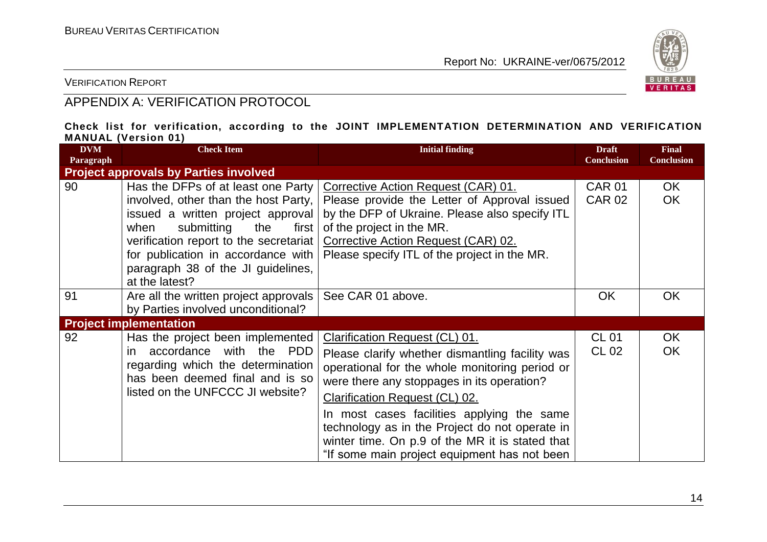## APPENDIX A: VERIFICATION PROTOCOL

**Check list for verification, according to the JOINT IMPLEMENTATION DETERMINATION AND VERIFICATION MANUAL (Version 01)**

| DVM Paragraph | Check Item | Initial finding | Draft Conclusion | Final Conclusion |
|---|---|---|---|---|
| **Project approvals by Parties involved** | | | | |
| 90 | Has the DFPs of at least one Party involved, other than the host Party, issued a written project approval when submitting the first verification report to the secretariat for publication in accordance with paragraph 38 of the JI guidelines, at the latest? | Corrective Action Request (CAR) 01.<br>Please provide the Letter of Approval issued by the DFP of Ukraine. Please also specify ITL of the project in the MR.<br>Corrective Action Request (CAR) 02.<br>Please specify ITL of the project in the MR. | CAR 01<br>CAR 02 | OK<br>OK |
| 91 | Are all the written project approvals by Parties involved unconditional? | See CAR 01 above. | OK | OK |
| **Project implementation** | | | | |
| 92 | Has the project been implemented in accordance with the PDD regarding which the determination has been deemed final and is so listed on the UNFCCC JI website? | Clarification Request (CL) 01.<br>Please clarify whether dismantling facility was operational for the whole monitoring period or were there any stoppages in its operation?<br>Clarification Request (CL) 02.<br>In most cases facilities applying the same technology as in the Project do not operate in winter time. On p.9 of the MR it is stated that "If some main project equipment has not been | CL 01<br>CL 02 | OK<br>OK |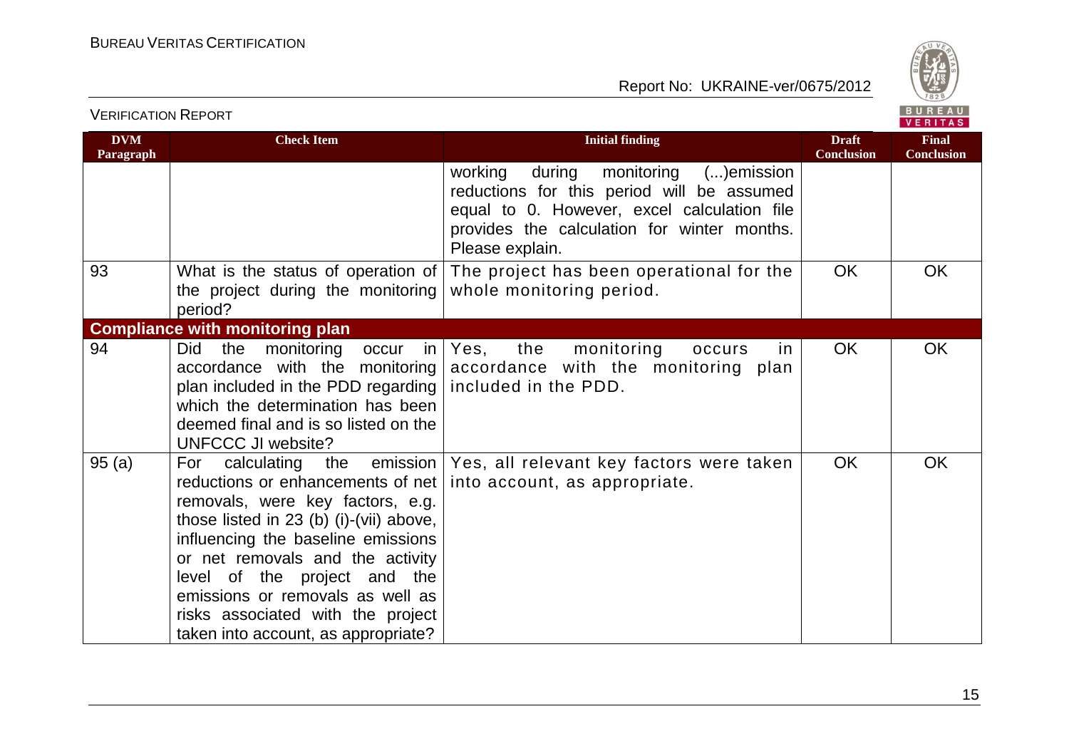| DVM Paragraph | Check Item | Initial finding | Draft Conclusion | Final Conclusion |
|---|---|---|---|---|
| | | working during monitoring (...)emission reductions for this period will be assumed equal to 0. However, excel calculation file provides the calculation for winter months. Please explain. | | |
| 93 | What is the status of operation of the project during the monitoring period? | The project has been operational for the whole monitoring period. | OK | OK |
| **Compliance with monitoring plan** | | | | |
| 94 | Did the monitoring occur in accordance with the monitoring plan included in the PDD regarding which the determination has been deemed final and is so listed on the UNFCCC JI website? | Yes, the monitoring occurs in accordance with the monitoring plan included in the PDD. | OK | OK |
| 95 (a) | For calculating the emission reductions or enhancements of net removals, were key factors, e.g. those listed in 23 (b) (i)-(vii) above, influencing the baseline emissions or net removals and the activity level of the project and the emissions or removals as well as risks associated with the project taken into account, as appropriate? | Yes, all relevant key factors were taken into account, as appropriate. | OK | OK |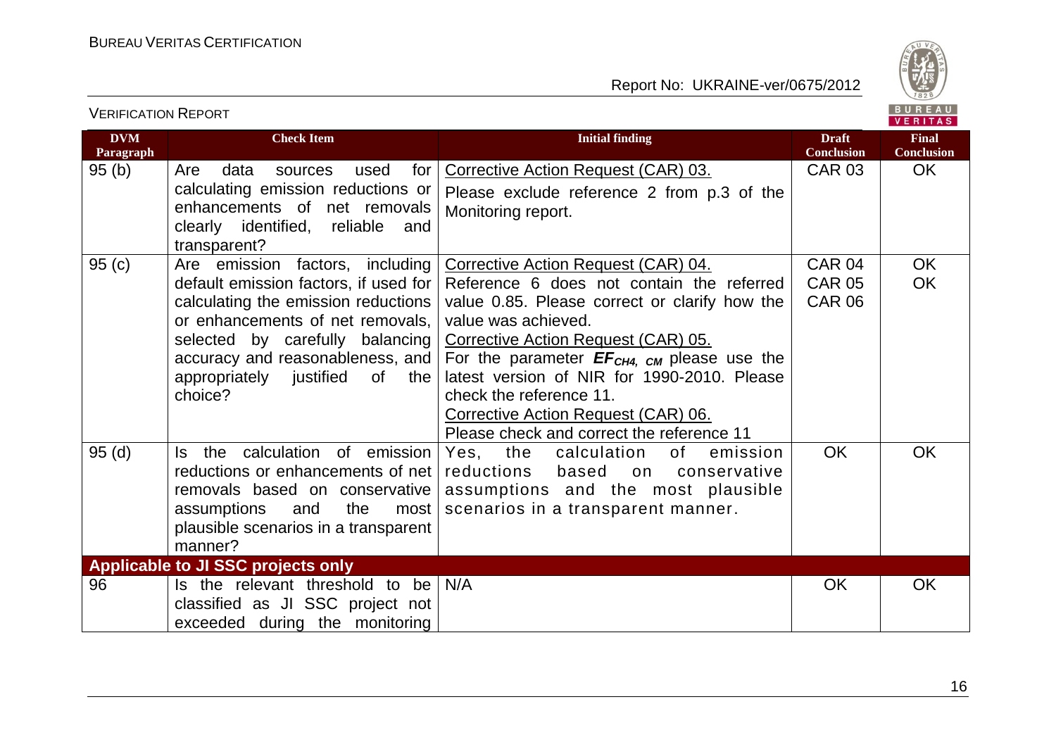| DVM Paragraph | Check Item | Initial finding | Draft Conclusion | Final Conclusion |
|---|---|---|---|---|
| 95 (b) | Are data sources used for calculating emission reductions or enhancements of net removals clearly identified, reliable and transparent? | Corrective Action Request (CAR) 03.<br>Please exclude reference 2 from p.3 of the Monitoring report. | CAR 03 | OK |
| 95 (c) | Are emission factors, including default emission factors, if used for calculating the emission reductions or enhancements of net removals, selected by carefully balancing accuracy and reasonableness, and appropriately justified of the choice? | Corrective Action Request (CAR) 04.<br>Reference 6 does not contain the referred value 0.85. Please correct or clarify how the value was achieved.<br>Corrective Action Request (CAR) 05.<br>For the parameter $EF_{CH4,\ CM}$ please use the latest version of NIR for 1990-2010. Please check the reference 11.<br>Corrective Action Request (CAR) 06.<br>Please check and correct the reference 11 | CAR 04<br>CAR 05<br>CAR 06 | OK<br>OK |
| 95 (d) | Is the calculation of emission reductions or enhancements of net removals based on conservative assumptions and the most plausible scenarios in a transparent manner? | Yes, the calculation of emission reductions based on conservative assumptions and the most plausible scenarios in a transparent manner. | OK | OK |
| **Applicable to JI SSC projects only** | | | | |
| 96 | Is the relevant threshold to be classified as JI SSC project not exceeded during the monitoring | N/A | OK | OK |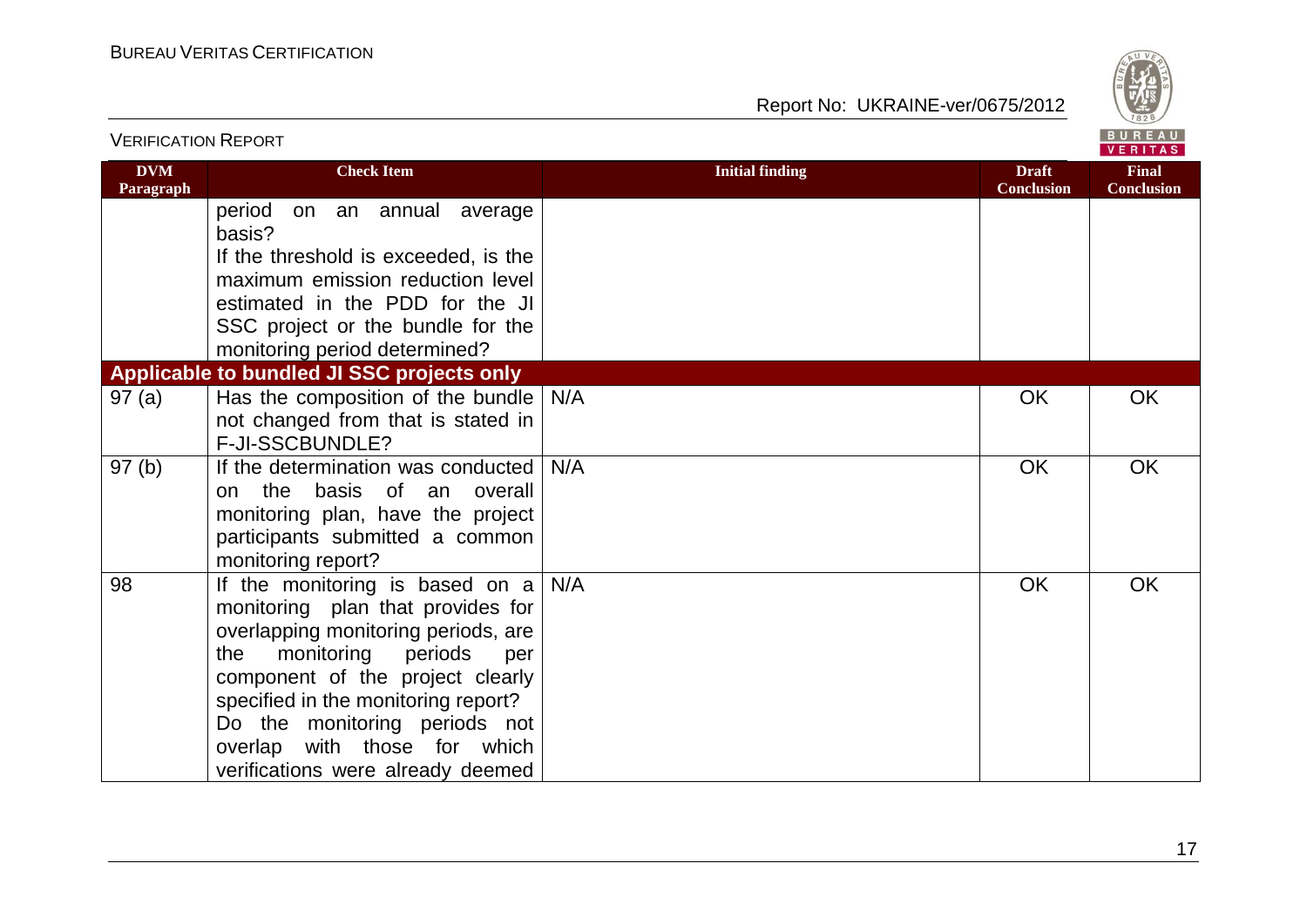| DVM Paragraph | Check Item | Initial finding | Draft Conclusion | Final Conclusion |
|---|---|---|---|---|
| | period on an annual average basis? If the threshold is exceeded, is the maximum emission reduction level estimated in the PDD for the JI SSC project or the bundle for the monitoring period determined? | | | |
| **Applicable to bundled JI SSC projects only** | | | | |
| 97 (a) | Has the composition of the bundle not changed from that is stated in F-JI-SSCBUNDLE? | N/A | OK | OK |
| 97 (b) | If the determination was conducted on the basis of an overall monitoring plan, have the project participants submitted a common monitoring report? | N/A | OK | OK |
| 98 | If the monitoring is based on a monitoring plan that provides for overlapping monitoring periods, are the monitoring periods per component of the project clearly specified in the monitoring report? Do the monitoring periods not overlap with those for which verifications were already deemed | N/A | OK | OK |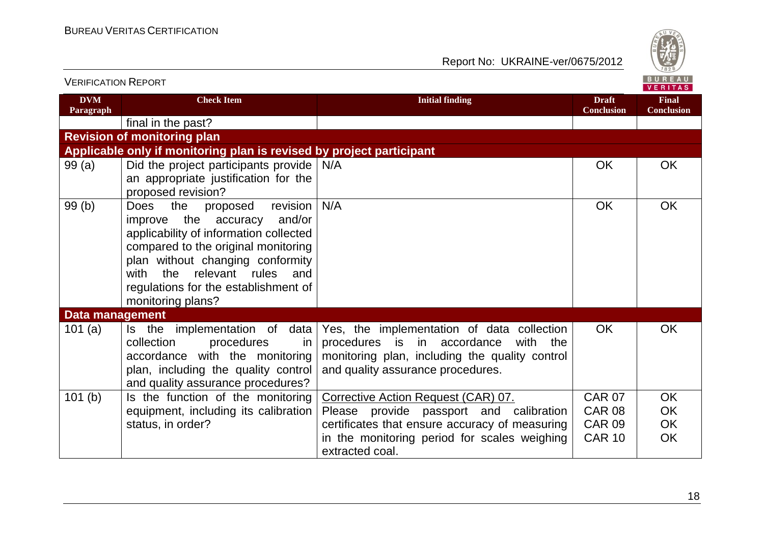| DVM Paragraph | Check Item | Initial finding | Draft Conclusion | Final Conclusion |
|---|---|---|---|---|
| | final in the past? | | | |
| **Revision of monitoring plan** | | | | |
| **Applicable only if monitoring plan is revised by project participant** | | | | |
| 99 (a) | Did the project participants provide an appropriate justification for the proposed revision? | N/A | OK | OK |
| 99 (b) | Does the proposed revision improve the accuracy and/or applicability of information collected compared to the original monitoring plan without changing conformity with the relevant rules and regulations for the establishment of monitoring plans? | N/A | OK | OK |
| **Data management** | | | | |
| 101 (a) | Is the implementation of data collection procedures in accordance with the monitoring plan, including the quality control and quality assurance procedures? | Yes, the implementation of data collection procedures is in accordance with the monitoring plan, including the quality control and quality assurance procedures. | OK | OK |
| 101 (b) | Is the function of the monitoring equipment, including its calibration status, in order? | Corrective Action Request (CAR) 07.<br>Please provide passport and calibration certificates that ensure accuracy of measuring in the monitoring period for scales weighing extracted coal. | CAR 07<br>CAR 08<br>CAR 09<br>CAR 10 | OK<br>OK<br>OK<br>OK |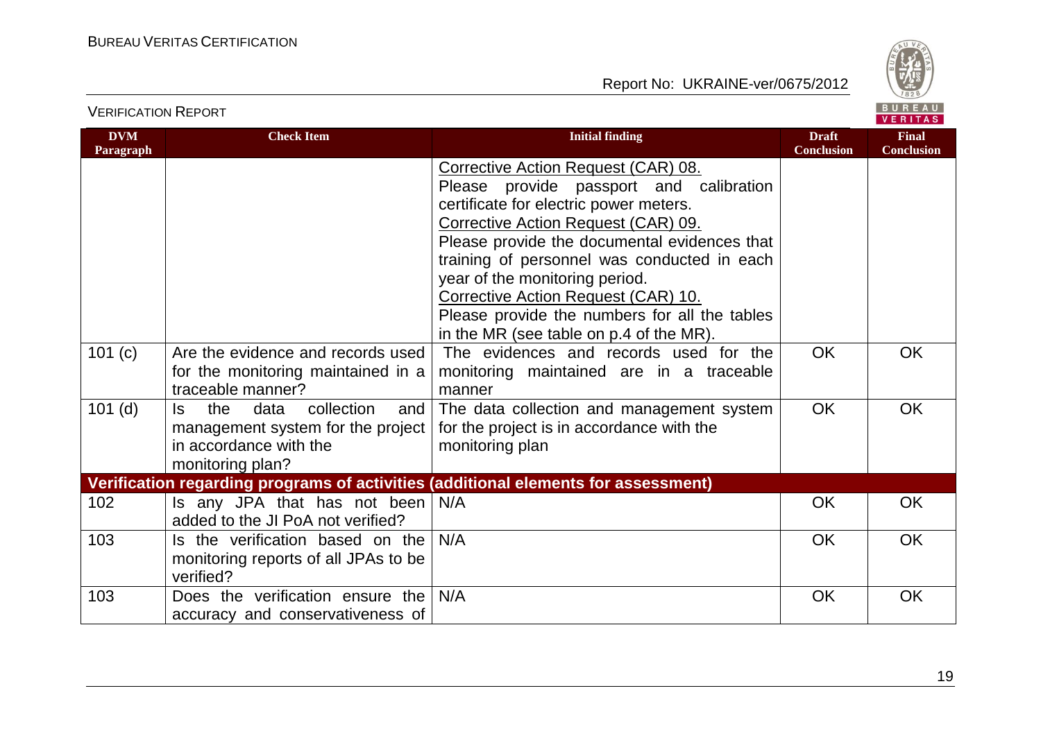| DVM Paragraph | Check Item | Initial finding | Draft Conclusion | Final Conclusion |
|---|---|---|---|---|
| | | Corrective Action Request (CAR) 08.<br>Please provide passport and calibration certificate for electric power meters.<br>Corrective Action Request (CAR) 09.<br>Please provide the documental evidences that training of personnel was conducted in each year of the monitoring period.<br>Corrective Action Request (CAR) 10.<br>Please provide the numbers for all the tables in the MR (see table on p.4 of the MR). | | |
| 101 (c) | Are the evidence and records used for the monitoring maintained in a traceable manner? | The evidences and records used for the monitoring maintained are in a traceable manner | OK | OK |
| 101 (d) | Is the data collection and management system for the project in accordance with the monitoring plan? | The data collection and management system for the project is in accordance with the monitoring plan | OK | OK |
| **Verification regarding programs of activities (additional elements for assessment)** | | | | |
| 102 | Is any JPA that has not been added to the JI PoA not verified? | N/A | OK | OK |
| 103 | Is the verification based on the monitoring reports of all JPAs to be verified? | N/A | OK | OK |
| 103 | Does the verification ensure the accuracy and conservativeness of | N/A | OK | OK |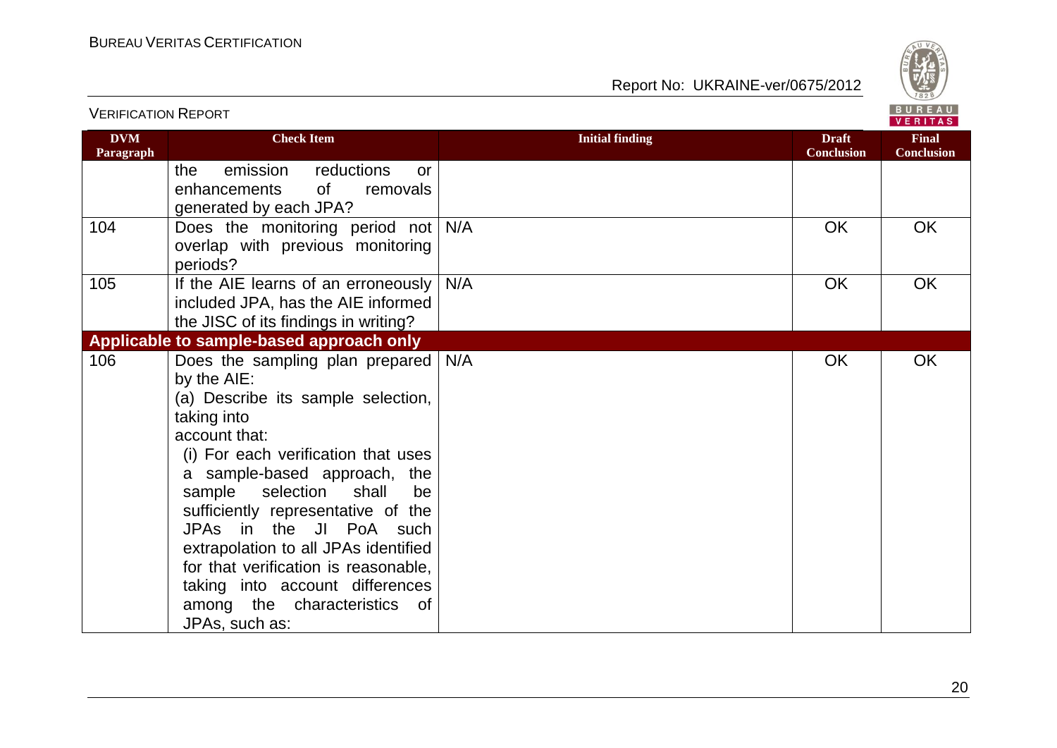| DVM Paragraph | Check Item | Initial finding | Draft Conclusion | Final Conclusion |
|---|---|---|---|---|
| | the emission reductions or enhancements of removals generated by each JPA? | | | |
| 104 | Does the monitoring period not overlap with previous monitoring periods? | N/A | OK | OK |
| 105 | If the AIE learns of an erroneously included JPA, has the AIE informed the JISC of its findings in writing? | N/A | OK | OK |
| **Applicable to sample-based approach only** | | | | |
| 106 | Does the sampling plan prepared by the AIE:<br>(a) Describe its sample selection, taking into account that:<br>(i) For each verification that uses a sample-based approach, the sample selection shall be sufficiently representative of the JPAs in the JI PoA such extrapolation to all JPAs identified for that verification is reasonable, taking into account differences among the characteristics of JPAs, such as: | N/A | OK | OK |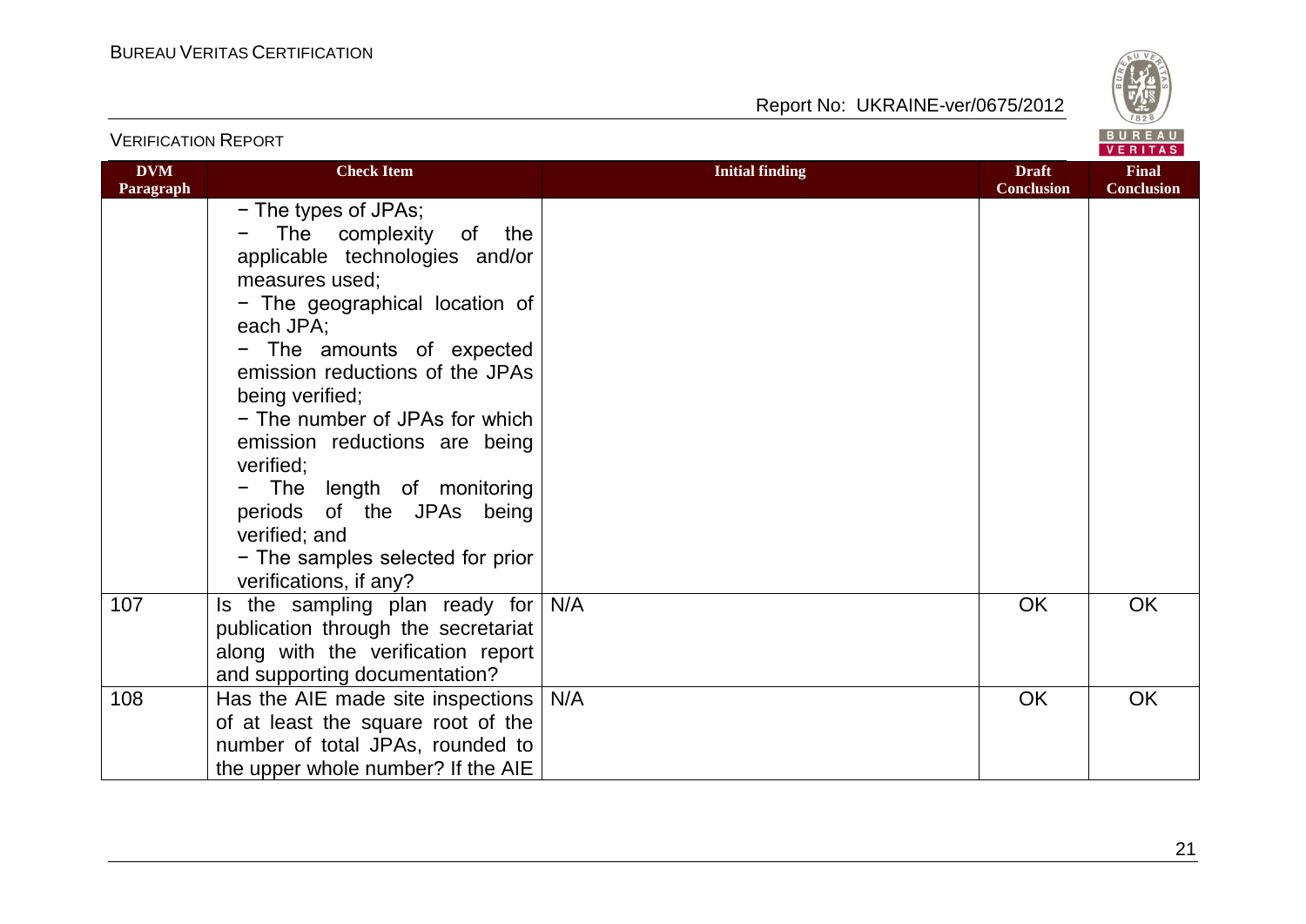| DVM Paragraph | Check Item | Initial finding | Draft Conclusion | Final Conclusion |
|---|---|---|---|---|
| | − The types of JPAs;<br>− The complexity of the applicable technologies and/or measures used;<br>− The geographical location of each JPA;<br>− The amounts of expected emission reductions of the JPAs being verified;<br>− The number of JPAs for which emission reductions are being verified;<br>− The length of monitoring periods of the JPAs being verified; and<br>− The samples selected for prior verifications, if any? | | | |
| 107 | Is the sampling plan ready for publication through the secretariat along with the verification report and supporting documentation? | N/A | OK | OK |
| 108 | Has the AIE made site inspections of at least the square root of the number of total JPAs, rounded to the upper whole number? If the AIE | N/A | OK | OK |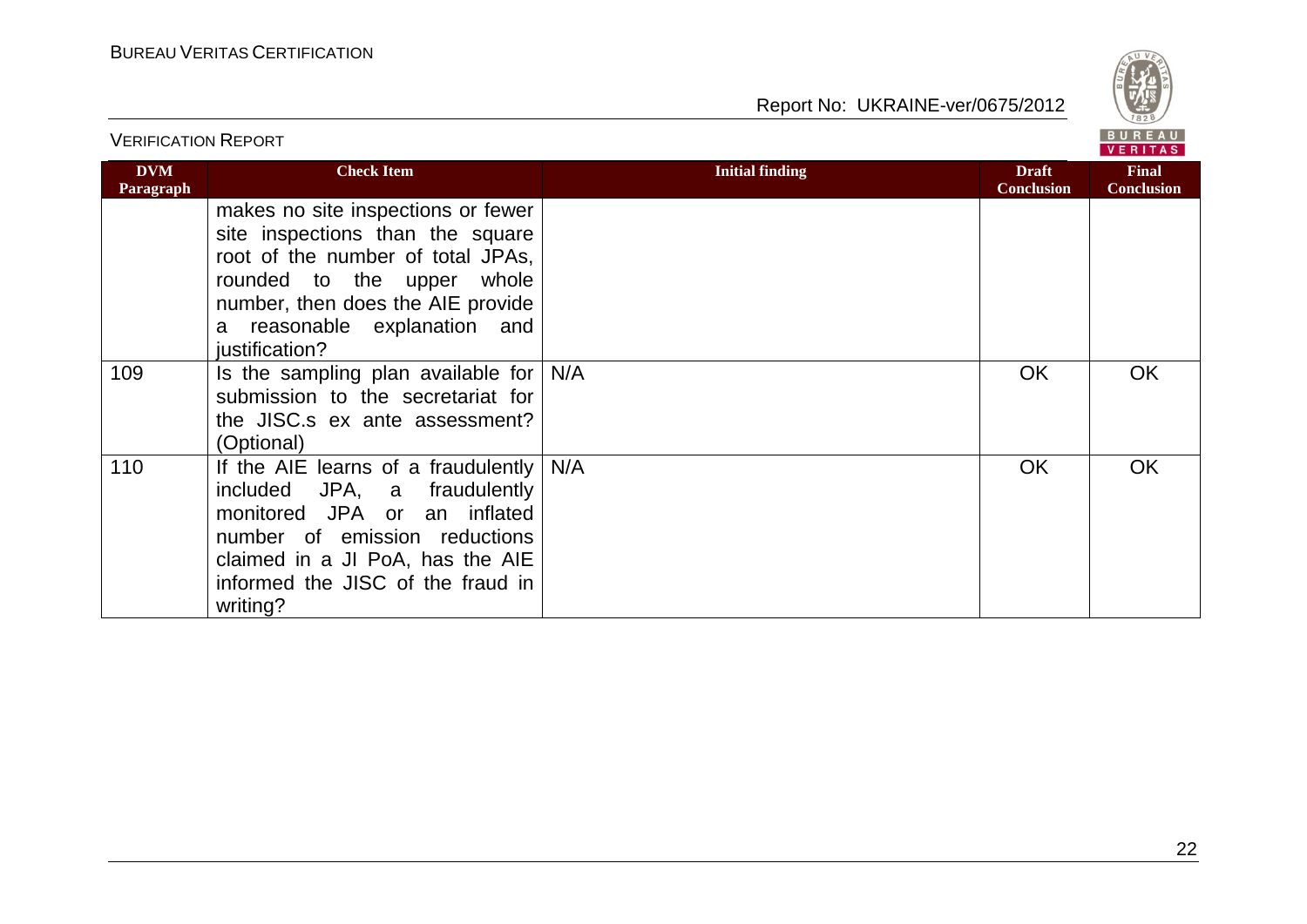| DVM Paragraph | Check Item | Initial finding | Draft Conclusion | Final Conclusion |
|---|---|---|---|---|
| | makes no site inspections or fewer site inspections than the square root of the number of total JPAs, rounded to the upper whole number, then does the AIE provide a reasonable explanation and justification? | | | |
| 109 | Is the sampling plan available for submission to the secretariat for the JISC.s ex ante assessment? (Optional) | N/A | OK | OK |
| 110 | If the AIE learns of a fraudulently included JPA, a fraudulently monitored JPA or an inflated number of emission reductions claimed in a JI PoA, has the AIE informed the JISC of the fraud in writing? | N/A | OK | OK |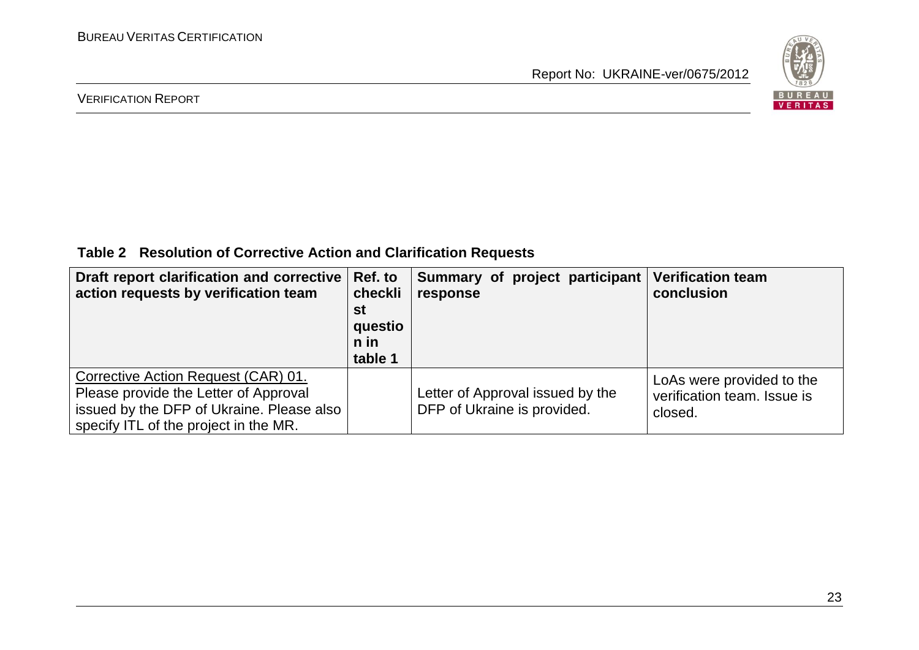**Table 2 Resolution of Corrective Action and Clarification Requests**

| Draft report clarification and corrective action requests by verification team | Ref. to checklist question in table 1 | Summary of project participant response | Verification team conclusion |
|---|---|---|---|
| Corrective Action Request (CAR) 01. Please provide the Letter of Approval issued by the DFP of Ukraine. Please also specify ITL of the project in the MR. | | Letter of Approval issued by the DFP of Ukraine is provided. | LoAs were provided to the verification team. Issue is closed. |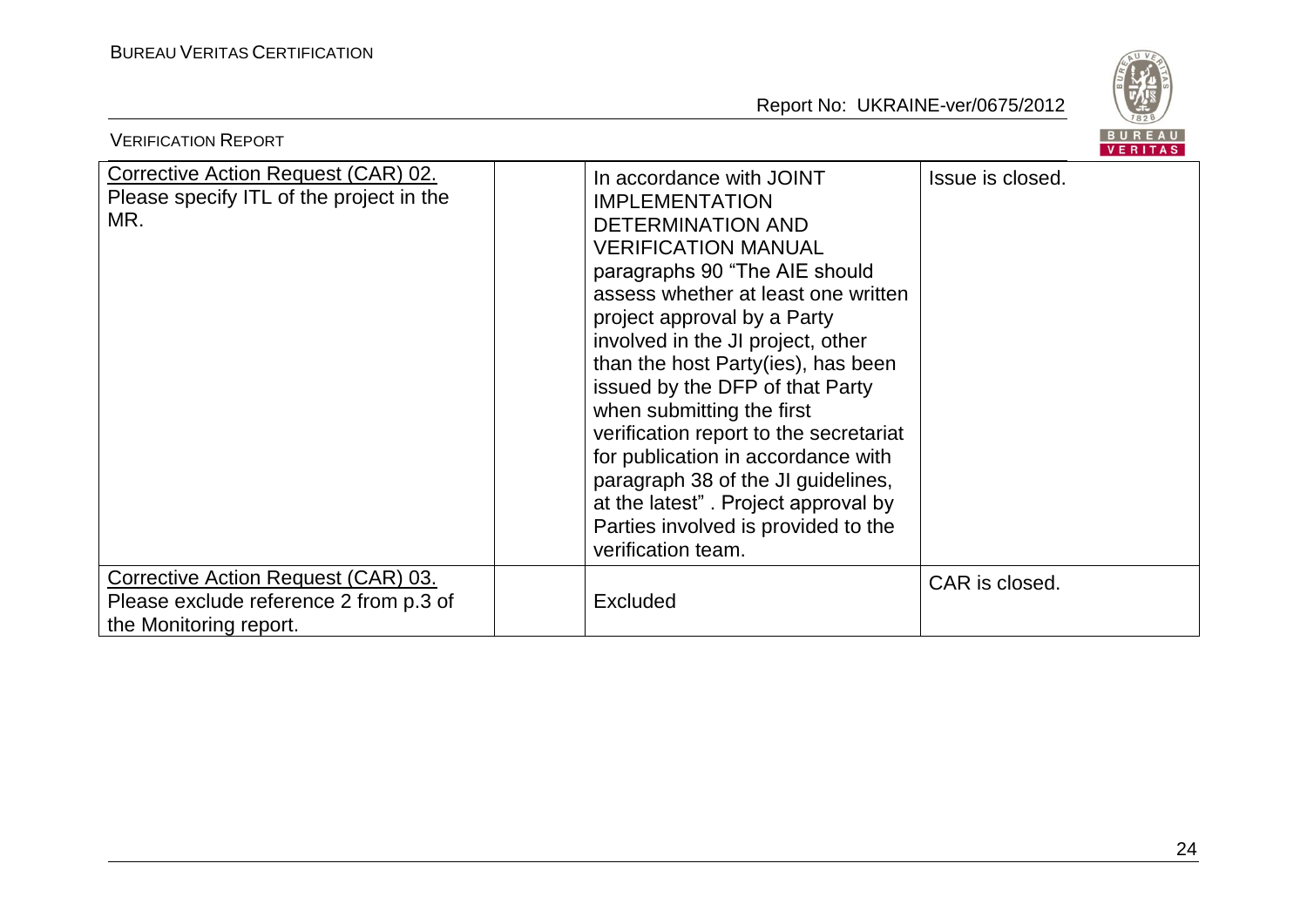| | | | |
|---|---|---|---|
| Corrective Action Request (CAR) 02. Please specify ITL of the project in the MR. | | In accordance with JOINT IMPLEMENTATION DETERMINATION AND VERIFICATION MANUAL paragraphs 90 "The AIE should assess whether at least one written project approval by a Party involved in the JI project, other than the host Party(ies), has been issued by the DFP of that Party when submitting the first verification report to the secretariat for publication in accordance with paragraph 38 of the JI guidelines, at the latest" . Project approval by Parties involved is provided to the verification team. | Issue is closed. |
| Corrective Action Request (CAR) 03. Please exclude reference 2 from p.3 of the Monitoring report. | | Excluded | CAR is closed. |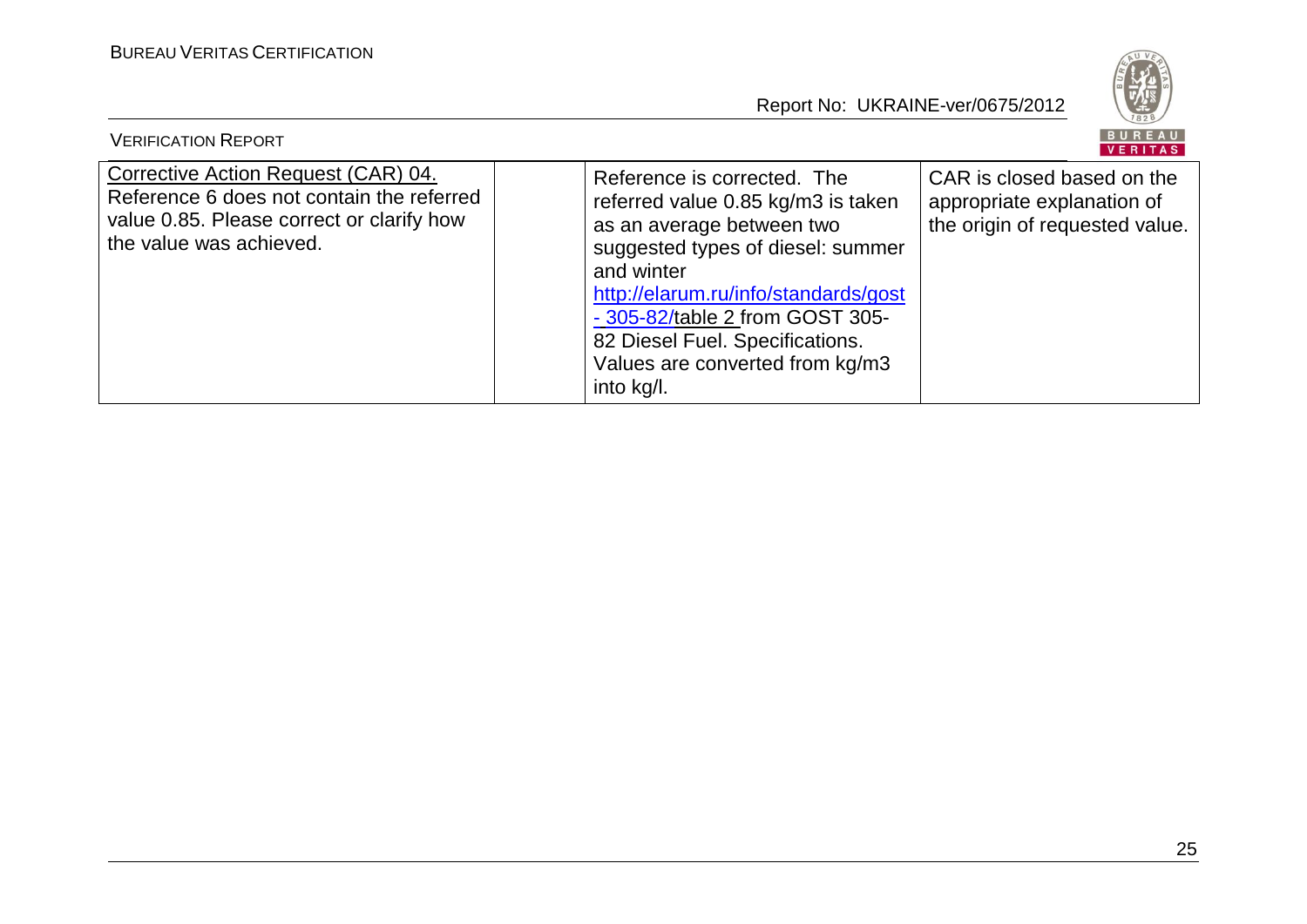| | | | |
|---|---|---|---|
| Corrective Action Request (CAR) 04. Reference 6 does not contain the referred value 0.85. Please correct or clarify how the value was achieved. | | Reference is corrected. The referred value 0.85 kg/m3 is taken as an average between two suggested types of diesel: summer and winter http://elarum.ru/info/standards/gost - 305-82/table 2 from GOST 305-82 Diesel Fuel. Specifications. Values are converted from kg/m3 into kg/l. | CAR is closed based on the appropriate explanation of the origin of requested value. |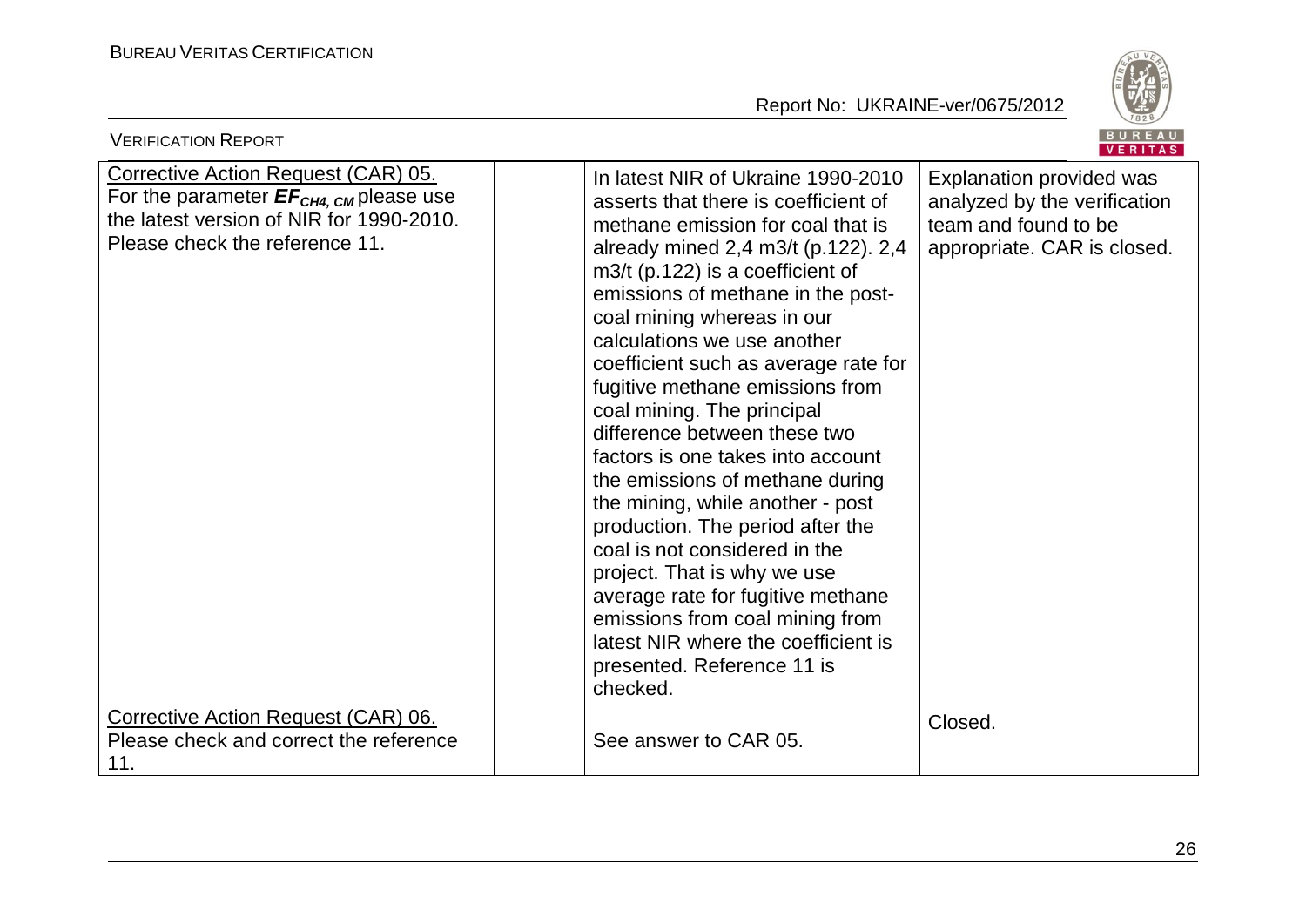| | | | |
|---|---|---|---|
| Corrective Action Request (CAR) 05. For the parameter $EF_{CH4, CM}$ please use the latest version of NIR for 1990-2010. Please check the reference 11. | | In latest NIR of Ukraine 1990-2010 asserts that there is coefficient of methane emission for coal that is already mined 2,4 m3/t (p.122). 2,4 m3/t (p.122) is a coefficient of emissions of methane in the post-coal mining whereas in our calculations we use another coefficient such as average rate for fugitive methane emissions from coal mining. The principal difference between these two factors is one takes into account the emissions of methane during the mining, while another - post production. The period after the coal is not considered in the project. That is why we use average rate for fugitive methane emissions from coal mining from latest NIR where the coefficient is presented. Reference 11 is checked. | Explanation provided was analyzed by the verification team and found to be appropriate. CAR is closed. |
| Corrective Action Request (CAR) 06. Please check and correct the reference 11. | | See answer to CAR 05. | Closed. |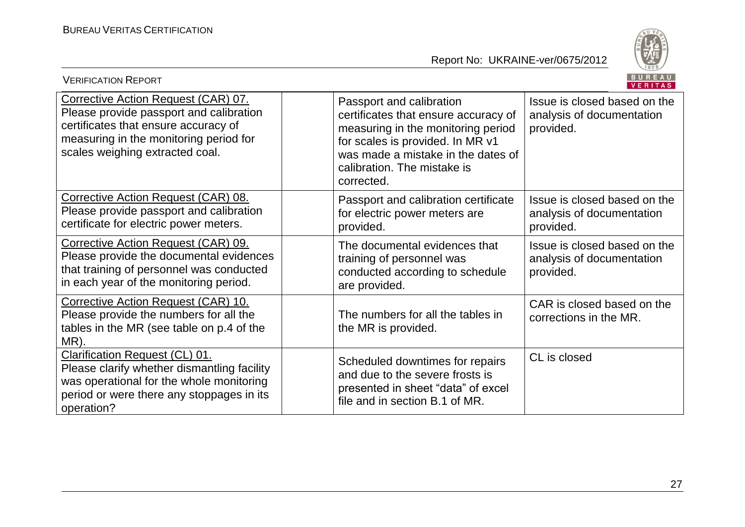| Corrective Action Request (CAR) 07. Please provide passport and calibration certificates that ensure accuracy of measuring in the monitoring period for scales weighing extracted coal. | | Passport and calibration certificates that ensure accuracy of measuring in the monitoring period for scales is provided. In MR v1 was made a mistake in the dates of calibration. The mistake is corrected. | Issue is closed based on the analysis of documentation provided. |
|---|---|---|---|
| Corrective Action Request (CAR) 08. Please provide passport and calibration certificate for electric power meters. | | Passport and calibration certificate for electric power meters are provided. | Issue is closed based on the analysis of documentation provided. |
| Corrective Action Request (CAR) 09. Please provide the documental evidences that training of personnel was conducted in each year of the monitoring period. | | The documental evidences that training of personnel was conducted according to schedule are provided. | Issue is closed based on the analysis of documentation provided. |
| Corrective Action Request (CAR) 10. Please provide the numbers for all the tables in the MR (see table on p.4 of the MR). | | The numbers for all the tables in the MR is provided. | CAR is closed based on the corrections in the MR. |
| Clarification Request (CL) 01. Please clarify whether dismantling facility was operational for the whole monitoring period or were there any stoppages in its operation? | | Scheduled downtimes for repairs and due to the severe frosts is presented in sheet "data" of excel file and in section B.1 of MR. | CL is closed |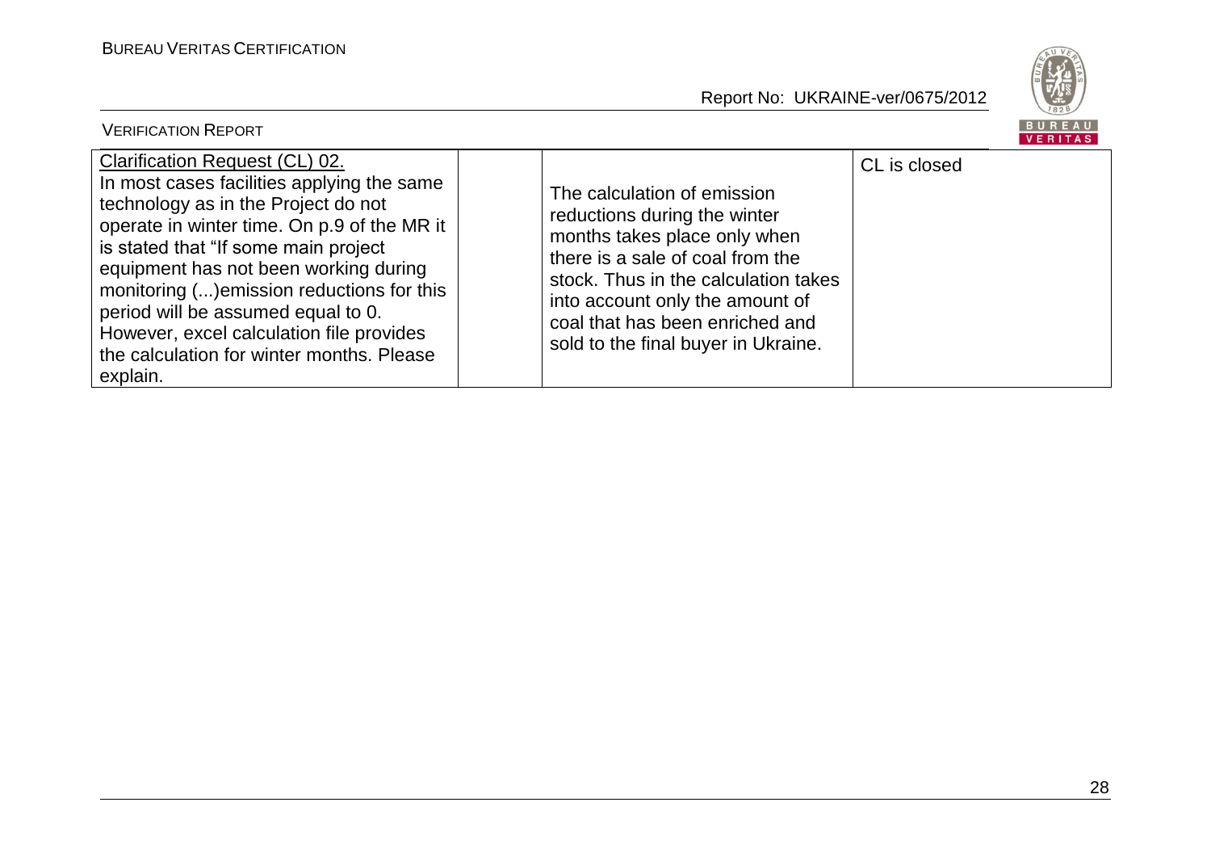| | | | |
|---|---|---|---|
| Clarification Request (CL) 02.<br>In most cases facilities applying the same technology as in the Project do not operate in winter time. On p.9 of the MR it is stated that "If some main project equipment has not been working during monitoring (...)emission reductions for this period will be assumed equal to 0. However, excel calculation file provides the calculation for winter months. Please explain. | | The calculation of emission reductions during the winter months takes place only when there is a sale of coal from the stock. Thus in the calculation takes into account only the amount of coal that has been enriched and sold to the final buyer in Ukraine. | CL is closed |